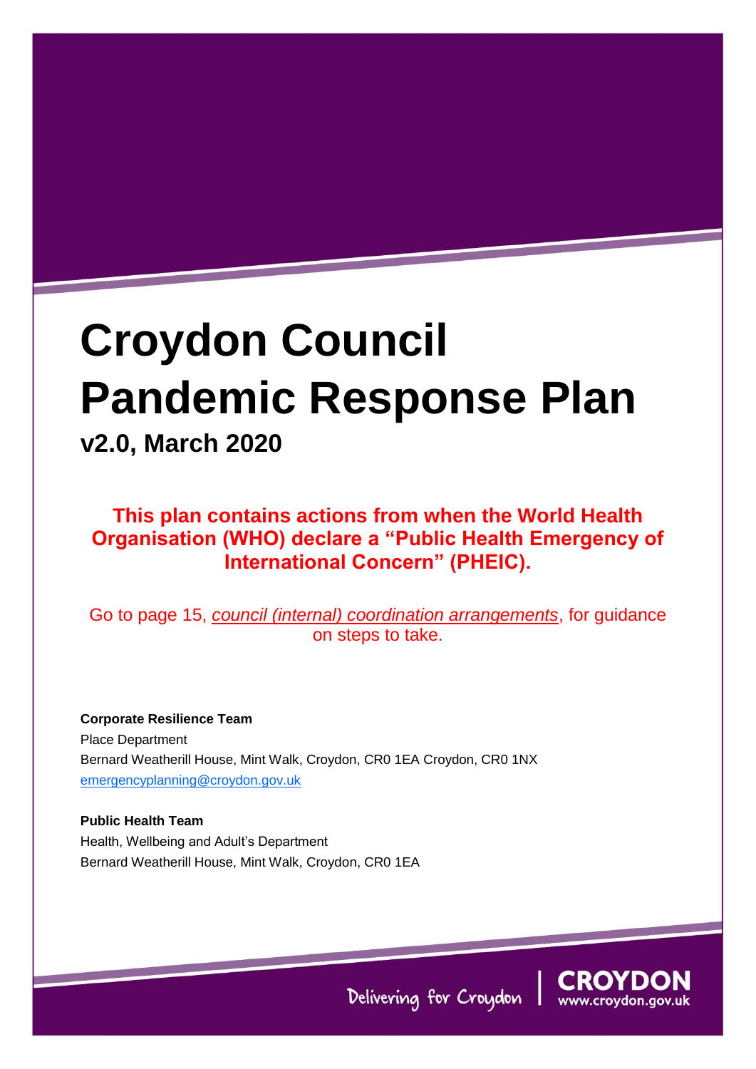# Croydon Council Pandemic Response Plan

## v2.0, March 2020

**This plan contains actions from when the World Health Organisation (WHO) declare a "Public Health Emergency of International Concern" (PHEIC).**

Go to page 15, *council (internal) coordination arrangements*, for guidance on steps to take.

**Corporate Resilience Team**
Place Department
Bernard Weatherill House, Mint Walk, Croydon, CR0 1EA Croydon, CR0 1NX
emergencyplanning@croydon.gov.uk

**Public Health Team**
Health, Wellbeing and Adult's Department
Bernard Weatherill House, Mint Walk, Croydon, CR0 1EA

Delivering for Croydon | CROYDON www.croydon.gov.uk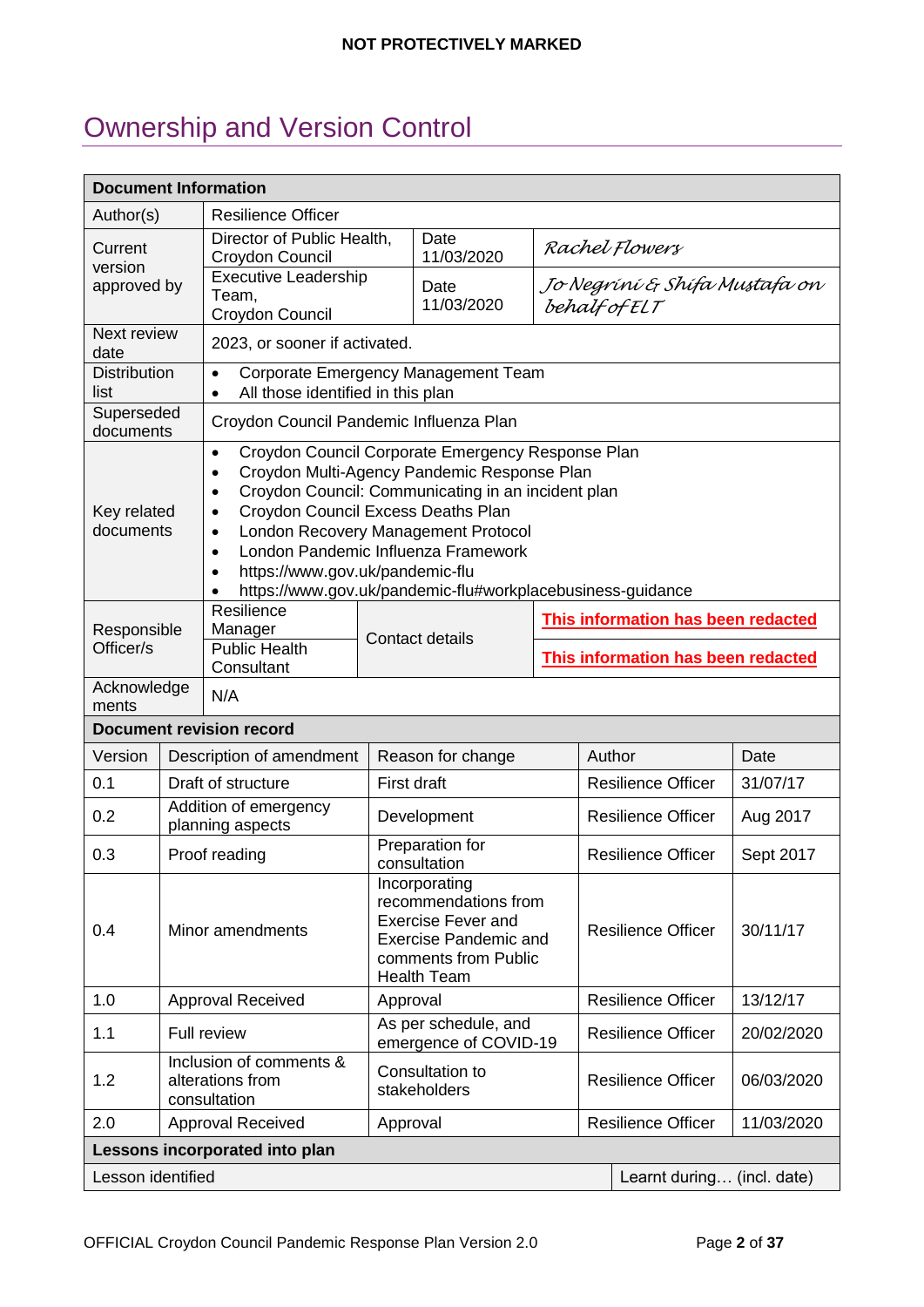# Ownership and Version Control

| **Document Information** | | | | |
|---|---|---|---|---|
| Author(s) | Resilience Officer | | | |
| Current version approved by | Director of Public Health, Croydon Council | Date 11/03/2020 | *Rachel Flowers* | |
| | Executive Leadership Team, Croydon Council | Date 11/03/2020 | *Jo Negrini & Shifa Mustafa on behalf of ELT* | |
| Next review date | 2023, or sooner if activated. | | | |
| Distribution list | • Corporate Emergency Management Team<br>• All those identified in this plan | | | |
| Superseded documents | Croydon Council Pandemic Influenza Plan | | | |
| Key related documents | • Croydon Council Corporate Emergency Response Plan<br>• Croydon Multi-Agency Pandemic Response Plan<br>• Croydon Council: Communicating in an incident plan<br>• Croydon Council Excess Deaths Plan<br>• London Recovery Management Protocol<br>• London Pandemic Influenza Framework<br>• https://www.gov.uk/pandemic-flu<br>• https://www.gov.uk/pandemic-flu#workplacebusiness-guidance | | | |
| Responsible Officer/s | Resilience Manager | Contact details | This information has been redacted | |
| | Public Health Consultant | | This information has been redacted | |
| Acknowledgements | N/A | | | |

| **Document revision record** | | | | |
|---|---|---|---|---|
| Version | Description of amendment | Reason for change | Author | Date |
| 0.1 | Draft of structure | First draft | Resilience Officer | 31/07/17 |
| 0.2 | Addition of emergency planning aspects | Development | Resilience Officer | Aug 2017 |
| 0.3 | Proof reading | Preparation for consultation | Resilience Officer | Sept 2017 |
| 0.4 | Minor amendments | Incorporating recommendations from Exercise Fever and Exercise Pandemic and comments from Public Health Team | Resilience Officer | 30/11/17 |
| 1.0 | Approval Received | Approval | Resilience Officer | 13/12/17 |
| 1.1 | Full review | As per schedule, and emergence of COVID-19 | Resilience Officer | 20/02/2020 |
| 1.2 | Inclusion of comments & alterations from consultation | Consultation to stakeholders | Resilience Officer | 06/03/2020 |
| 2.0 | Approval Received | Approval | Resilience Officer | 11/03/2020 |

| **Lessons incorporated into plan** | |
|---|---|
| Lesson identified | Learnt during… (incl. date) |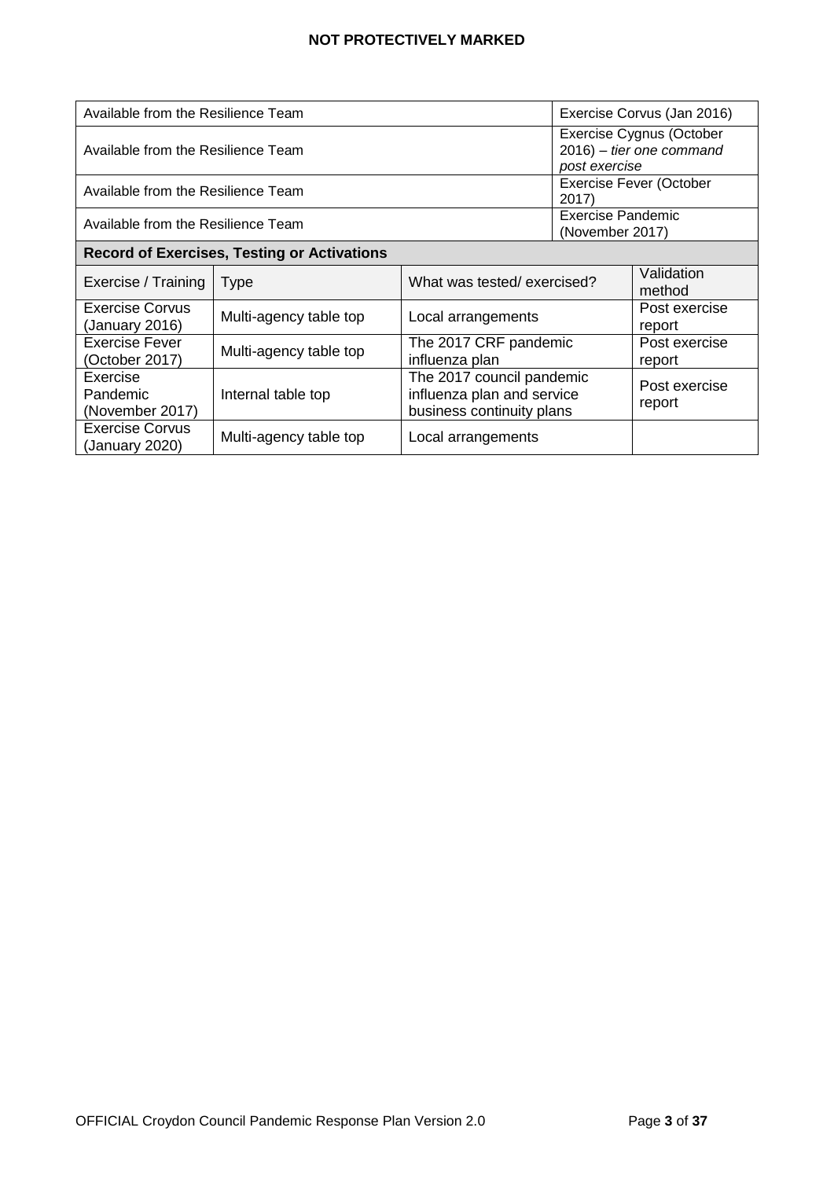| | |
|---|---|
| Available from the Resilience Team | Exercise Corvus (Jan 2016) |
| Available from the Resilience Team | Exercise Cygnus (October 2016) – *tier one command post exercise* |
| Available from the Resilience Team | Exercise Fever (October 2017) |
| Available from the Resilience Team | Exercise Pandemic (November 2017) |

**Record of Exercises, Testing or Activations**

| Exercise / Training | Type | What was tested/ exercised? | Validation method |
|---|---|---|---|
| Exercise Corvus (January 2016) | Multi-agency table top | Local arrangements | Post exercise report |
| Exercise Fever (October 2017) | Multi-agency table top | The 2017 CRF pandemic influenza plan | Post exercise report |
| Exercise Pandemic (November 2017) | Internal table top | The 2017 council pandemic influenza plan and service business continuity plans | Post exercise report |
| Exercise Corvus (January 2020) | Multi-agency table top | Local arrangements | |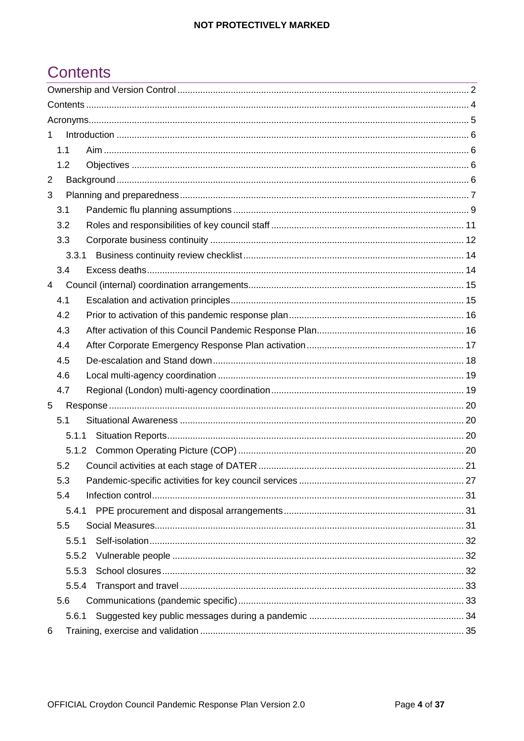# Contents

Ownership and Version Control ........................................................................................ 2
Contents ........................................................................................................................ 4
Acronyms ....................................................................................................................... 5
1 Introduction ................................................................................................................ 6
  1.1 Aim ......................................................................................................................... 6
  1.2 Objectives .............................................................................................................. 6
2 Background .................................................................................................................. 6
3 Planning and preparedness ........................................................................................... 7
  3.1 Pandemic flu planning assumptions ......................................................................... 9
  3.2 Roles and responsibilities of key council staff ........................................................ 11
  3.3 Corporate business continuity ............................................................................... 12
    3.3.1 Business continuity review checklist ................................................................. 14
  3.4 Excess deaths ......................................................................................................... 14
4 Council (internal) coordination arrangements ............................................................. 15
  4.1 Escalation and activation principles ....................................................................... 15
  4.2 Prior to activation of this pandemic response plan ................................................. 16
  4.3 After activation of this Council Pandemic Response Plan ........................................ 16
  4.4 After Corporate Emergency Response Plan activation ............................................ 17
  4.5 De-escalation and Stand down ............................................................................... 18
  4.6 Local multi-agency coordination ............................................................................. 19
  4.7 Regional (London) multi-agency coordination ........................................................ 19
5 Response ..................................................................................................................... 20
  5.1 Situational Awareness ............................................................................................ 20
    5.1.1 Situation Reports ............................................................................................... 20
    5.1.2 Common Operating Picture (COP) ..................................................................... 20
  5.2 Council activities at each stage of DATER .............................................................. 21
  5.3 Pandemic-specific activities for key council services .............................................. 27
  5.4 Infection control ..................................................................................................... 31
    5.4.1 PPE procurement and disposal arrangements ................................................... 31
  5.5 Social Measures ...................................................................................................... 31
    5.5.1 Self-isolation ...................................................................................................... 32
    5.5.2 Vulnerable people .............................................................................................. 32
    5.5.3 School closures .................................................................................................. 32
    5.5.4 Transport and travel .......................................................................................... 33
  5.6 Communications (pandemic specific) ...................................................................... 33
    5.6.1 Suggested key public messages during a pandemic .......................................... 34
6 Training, exercise and validation ................................................................................. 35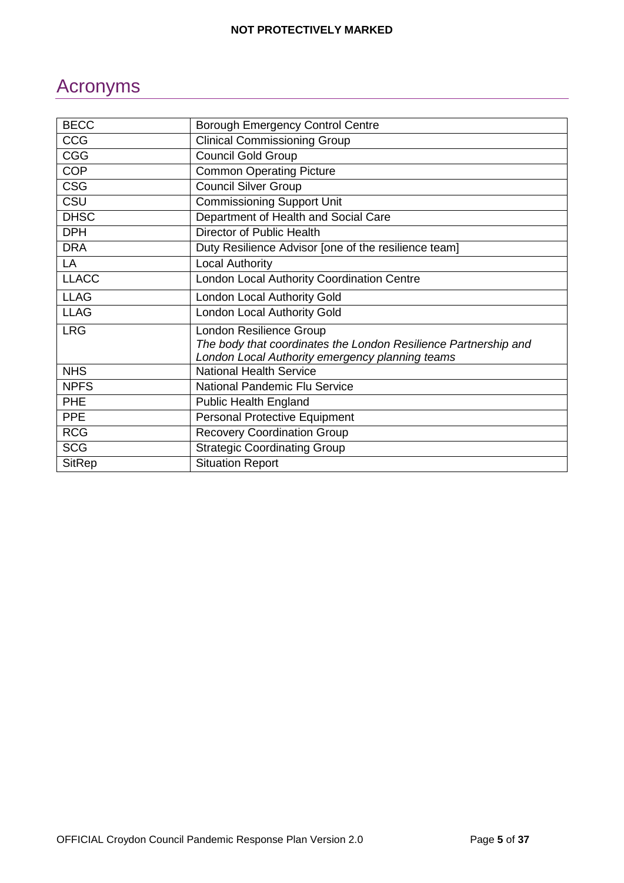# Acronyms

| | |
|---|---|
| BECC | Borough Emergency Control Centre |
| CCG | Clinical Commissioning Group |
| CGG | Council Gold Group |
| COP | Common Operating Picture |
| CSG | Council Silver Group |
| CSU | Commissioning Support Unit |
| DHSC | Department of Health and Social Care |
| DPH | Director of Public Health |
| DRA | Duty Resilience Advisor [one of the resilience team] |
| LA | Local Authority |
| LLACC | London Local Authority Coordination Centre |
| LLAG | London Local Authority Gold |
| LLAG | London Local Authority Gold |
| LRG | London Resilience Group<br>*The body that coordinates the London Resilience Partnership and London Local Authority emergency planning teams* |
| NHS | National Health Service |
| NPFS | National Pandemic Flu Service |
| PHE | Public Health England |
| PPE | Personal Protective Equipment |
| RCG | Recovery Coordination Group |
| SCG | Strategic Coordinating Group |
| SitRep | Situation Report |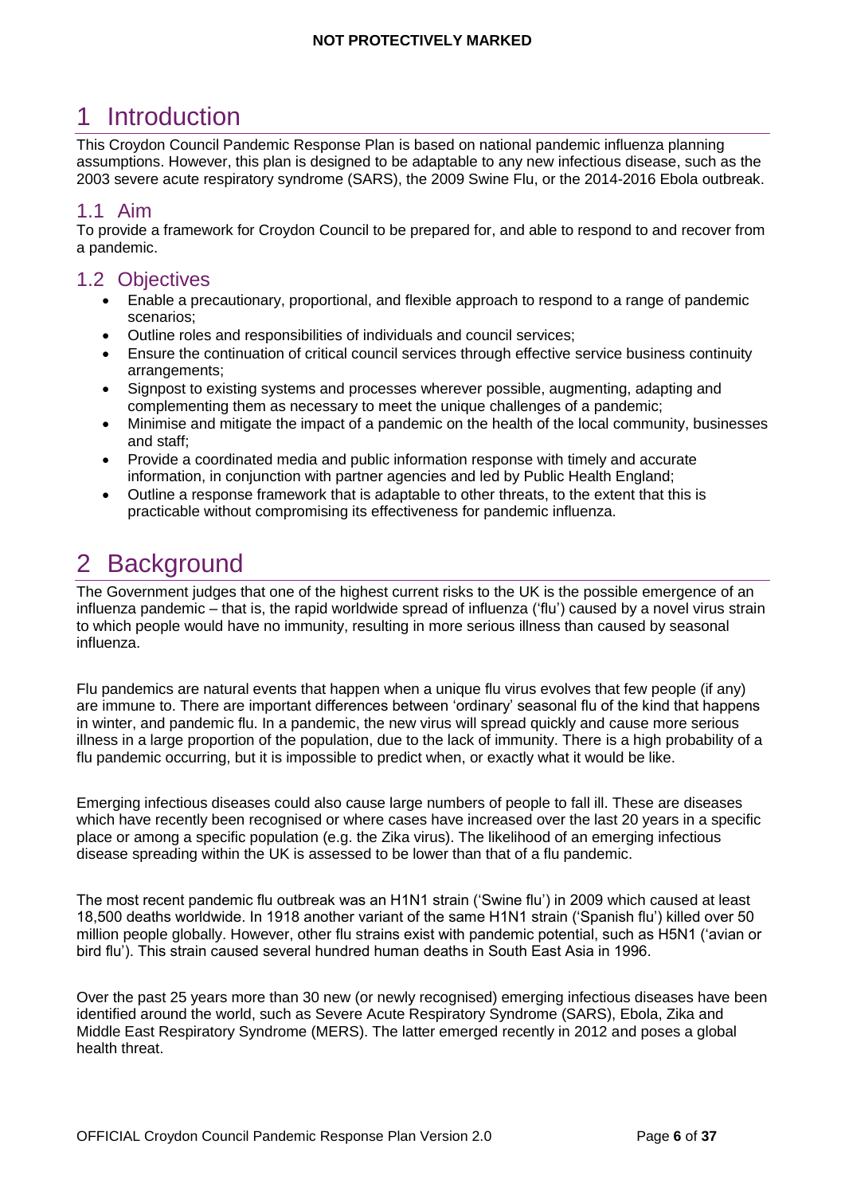# 1 Introduction

This Croydon Council Pandemic Response Plan is based on national pandemic influenza planning assumptions. However, this plan is designed to be adaptable to any new infectious disease, such as the 2003 severe acute respiratory syndrome (SARS), the 2009 Swine Flu, or the 2014-2016 Ebola outbreak.

## 1.1 Aim

To provide a framework for Croydon Council to be prepared for, and able to respond to and recover from a pandemic.

## 1.2 Objectives

- Enable a precautionary, proportional, and flexible approach to respond to a range of pandemic scenarios;
- Outline roles and responsibilities of individuals and council services;
- Ensure the continuation of critical council services through effective service business continuity arrangements;
- Signpost to existing systems and processes wherever possible, augmenting, adapting and complementing them as necessary to meet the unique challenges of a pandemic;
- Minimise and mitigate the impact of a pandemic on the health of the local community, businesses and staff;
- Provide a coordinated media and public information response with timely and accurate information, in conjunction with partner agencies and led by Public Health England;
- Outline a response framework that is adaptable to other threats, to the extent that this is practicable without compromising its effectiveness for pandemic influenza.

# 2 Background

The Government judges that one of the highest current risks to the UK is the possible emergence of an influenza pandemic – that is, the rapid worldwide spread of influenza ('flu') caused by a novel virus strain to which people would have no immunity, resulting in more serious illness than caused by seasonal influenza.

Flu pandemics are natural events that happen when a unique flu virus evolves that few people (if any) are immune to. There are important differences between 'ordinary' seasonal flu of the kind that happens in winter, and pandemic flu. In a pandemic, the new virus will spread quickly and cause more serious illness in a large proportion of the population, due to the lack of immunity. There is a high probability of a flu pandemic occurring, but it is impossible to predict when, or exactly what it would be like.

Emerging infectious diseases could also cause large numbers of people to fall ill. These are diseases which have recently been recognised or where cases have increased over the last 20 years in a specific place or among a specific population (e.g. the Zika virus). The likelihood of an emerging infectious disease spreading within the UK is assessed to be lower than that of a flu pandemic.

The most recent pandemic flu outbreak was an H1N1 strain ('Swine flu') in 2009 which caused at least 18,500 deaths worldwide. In 1918 another variant of the same H1N1 strain ('Spanish flu') killed over 50 million people globally. However, other flu strains exist with pandemic potential, such as H5N1 ('avian or bird flu'). This strain caused several hundred human deaths in South East Asia in 1996.

Over the past 25 years more than 30 new (or newly recognised) emerging infectious diseases have been identified around the world, such as Severe Acute Respiratory Syndrome (SARS), Ebola, Zika and Middle East Respiratory Syndrome (MERS). The latter emerged recently in 2012 and poses a global health threat.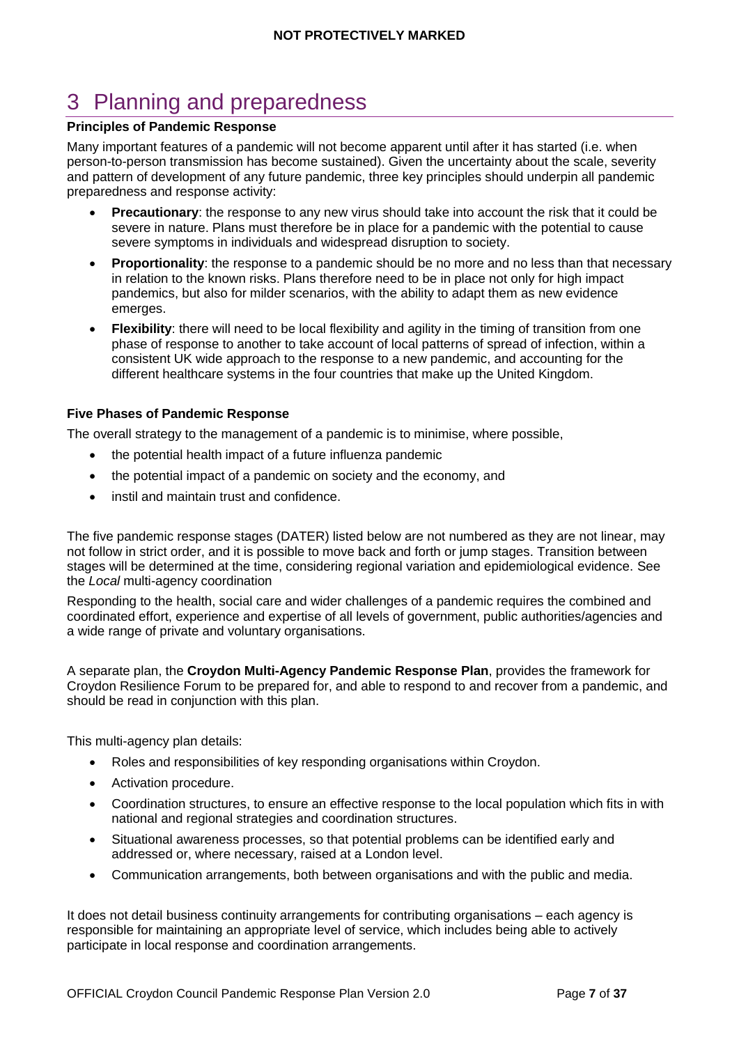# 3 Planning and preparedness

**Principles of Pandemic Response**

Many important features of a pandemic will not become apparent until after it has started (i.e. when person-to-person transmission has become sustained). Given the uncertainty about the scale, severity and pattern of development of any future pandemic, three key principles should underpin all pandemic preparedness and response activity:

- **Precautionary**: the response to any new virus should take into account the risk that it could be severe in nature. Plans must therefore be in place for a pandemic with the potential to cause severe symptoms in individuals and widespread disruption to society.
- **Proportionality**: the response to a pandemic should be no more and no less than that necessary in relation to the known risks. Plans therefore need to be in place not only for high impact pandemics, but also for milder scenarios, with the ability to adapt them as new evidence emerges.
- **Flexibility**: there will need to be local flexibility and agility in the timing of transition from one phase of response to another to take account of local patterns of spread of infection, within a consistent UK wide approach to the response to a new pandemic, and accounting for the different healthcare systems in the four countries that make up the United Kingdom.

**Five Phases of Pandemic Response**

The overall strategy to the management of a pandemic is to minimise, where possible,

- the potential health impact of a future influenza pandemic
- the potential impact of a pandemic on society and the economy, and
- instil and maintain trust and confidence.

The five pandemic response stages (DATER) listed below are not numbered as they are not linear, may not follow in strict order, and it is possible to move back and forth or jump stages. Transition between stages will be determined at the time, considering regional variation and epidemiological evidence. See the *Local* multi-agency coordination

Responding to the health, social care and wider challenges of a pandemic requires the combined and coordinated effort, experience and expertise of all levels of government, public authorities/agencies and a wide range of private and voluntary organisations.

A separate plan, the **Croydon Multi-Agency Pandemic Response Plan**, provides the framework for Croydon Resilience Forum to be prepared for, and able to respond to and recover from a pandemic, and should be read in conjunction with this plan.

This multi-agency plan details:

- Roles and responsibilities of key responding organisations within Croydon.
- Activation procedure.
- Coordination structures, to ensure an effective response to the local population which fits in with national and regional strategies and coordination structures.
- Situational awareness processes, so that potential problems can be identified early and addressed or, where necessary, raised at a London level.
- Communication arrangements, both between organisations and with the public and media.

It does not detail business continuity arrangements for contributing organisations – each agency is responsible for maintaining an appropriate level of service, which includes being able to actively participate in local response and coordination arrangements.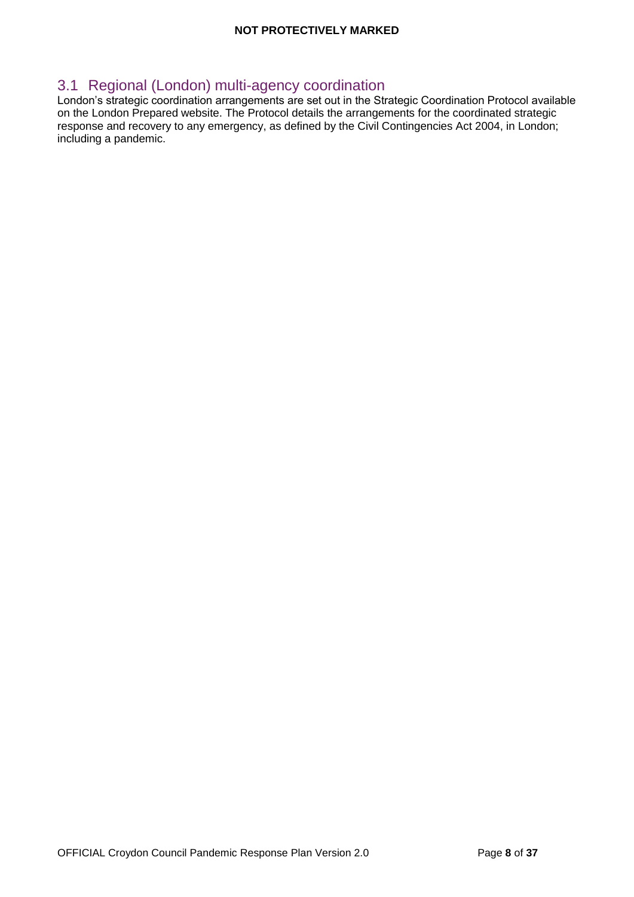## 3.1 Regional (London) multi-agency coordination

London's strategic coordination arrangements are set out in the Strategic Coordination Protocol available on the London Prepared website. The Protocol details the arrangements for the coordinated strategic response and recovery to any emergency, as defined by the Civil Contingencies Act 2004, in London; including a pandemic.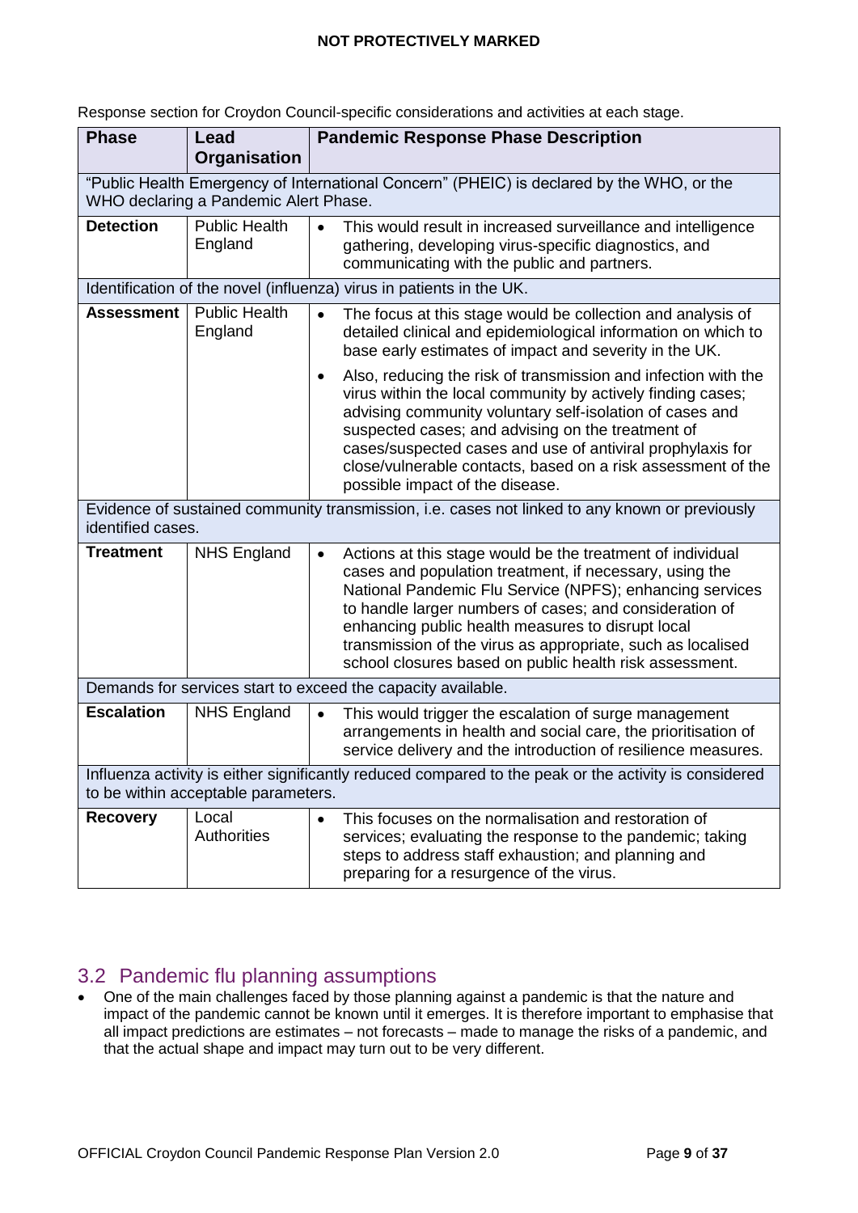Response section for Croydon Council-specific considerations and activities at each stage.

| Phase | Lead Organisation | Pandemic Response Phase Description |
|---|---|---|
| "Public Health Emergency of International Concern" (PHEIC) is declared by the WHO, or the WHO declaring a Pandemic Alert Phase. | | |
| **Detection** | Public Health England | • This would result in increased surveillance and intelligence gathering, developing virus-specific diagnostics, and communicating with the public and partners. |
| Identification of the novel (influenza) virus in patients in the UK. | | |
| **Assessment** | Public Health England | • The focus at this stage would be collection and analysis of detailed clinical and epidemiological information on which to base early estimates of impact and severity in the UK.<br>• Also, reducing the risk of transmission and infection with the virus within the local community by actively finding cases; advising community voluntary self-isolation of cases and suspected cases; and advising on the treatment of cases/suspected cases and use of antiviral prophylaxis for close/vulnerable contacts, based on a risk assessment of the possible impact of the disease. |
| Evidence of sustained community transmission, i.e. cases not linked to any known or previously identified cases. | | |
| **Treatment** | NHS England | • Actions at this stage would be the treatment of individual cases and population treatment, if necessary, using the National Pandemic Flu Service (NPFS); enhancing services to handle larger numbers of cases; and consideration of enhancing public health measures to disrupt local transmission of the virus as appropriate, such as localised school closures based on public health risk assessment. |
| Demands for services start to exceed the capacity available. | | |
| **Escalation** | NHS England | • This would trigger the escalation of surge management arrangements in health and social care, the prioritisation of service delivery and the introduction of resilience measures. |
| Influenza activity is either significantly reduced compared to the peak or the activity is considered to be within acceptable parameters. | | |
| **Recovery** | Local Authorities | • This focuses on the normalisation and restoration of services; evaluating the response to the pandemic; taking steps to address staff exhaustion; and planning and preparing for a resurgence of the virus. |

## 3.2 Pandemic flu planning assumptions

- One of the main challenges faced by those planning against a pandemic is that the nature and impact of the pandemic cannot be known until it emerges. It is therefore important to emphasise that all impact predictions are estimates – not forecasts – made to manage the risks of a pandemic, and that the actual shape and impact may turn out to be very different.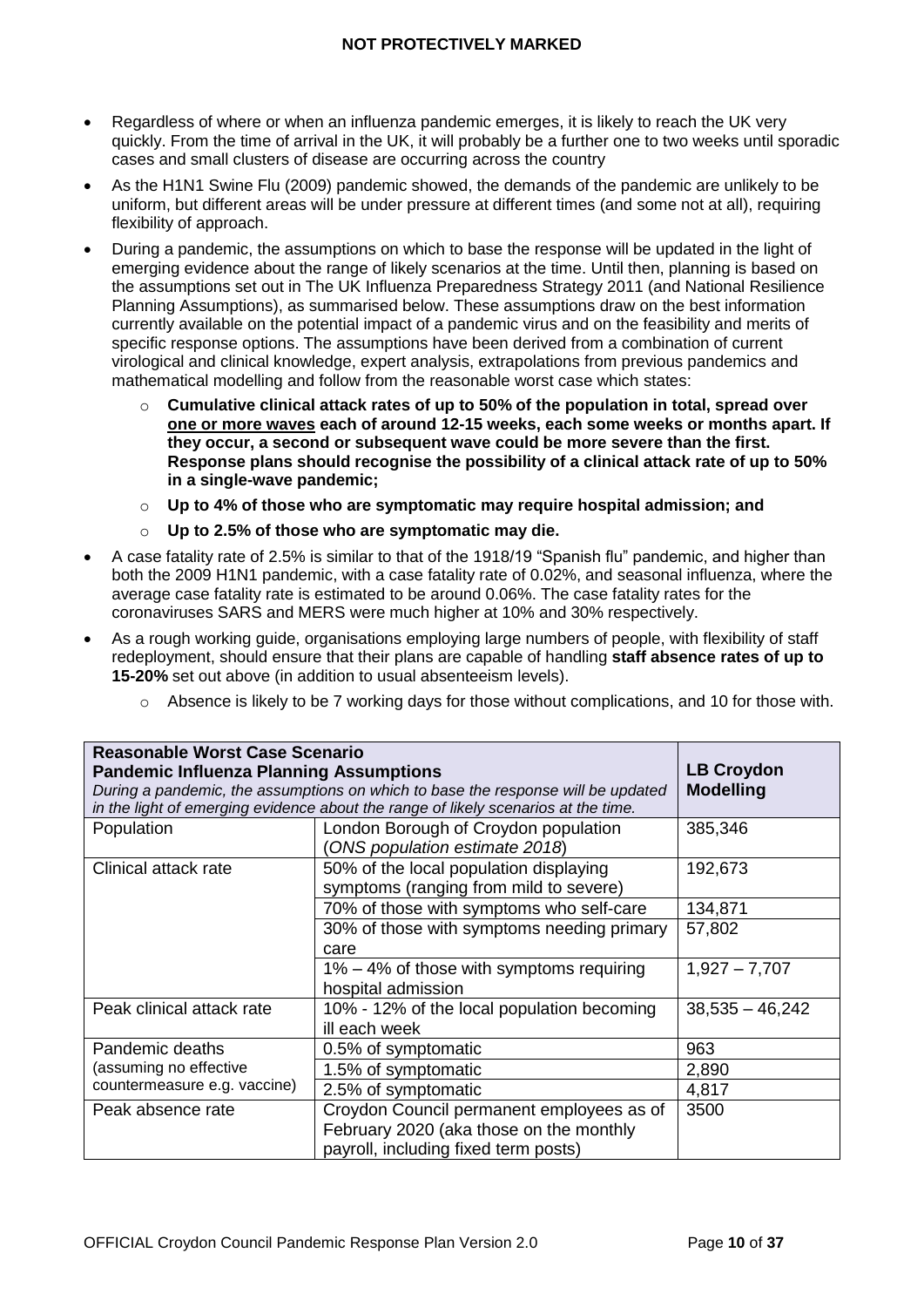- Regardless of where or when an influenza pandemic emerges, it is likely to reach the UK very quickly. From the time of arrival in the UK, it will probably be a further one to two weeks until sporadic cases and small clusters of disease are occurring across the country
- As the H1N1 Swine Flu (2009) pandemic showed, the demands of the pandemic are unlikely to be uniform, but different areas will be under pressure at different times (and some not at all), requiring flexibility of approach.
- During a pandemic, the assumptions on which to base the response will be updated in the light of emerging evidence about the range of likely scenarios at the time. Until then, planning is based on the assumptions set out in The UK Influenza Preparedness Strategy 2011 (and National Resilience Planning Assumptions), as summarised below. These assumptions draw on the best information currently available on the potential impact of a pandemic virus and on the feasibility and merits of specific response options. The assumptions have been derived from a combination of current virological and clinical knowledge, expert analysis, extrapolations from previous pandemics and mathematical modelling and follow from the reasonable worst case which states:
  - **Cumulative clinical attack rates of up to 50% of the population in total, spread over <u>one or more waves</u> each of around 12-15 weeks, each some weeks or months apart. If they occur, a second or subsequent wave could be more severe than the first. Response plans should recognise the possibility of a clinical attack rate of up to 50% in a single-wave pandemic;**
  - **Up to 4% of those who are symptomatic may require hospital admission; and**
  - **Up to 2.5% of those who are symptomatic may die.**
- A case fatality rate of 2.5% is similar to that of the 1918/19 "Spanish flu" pandemic, and higher than both the 2009 H1N1 pandemic, with a case fatality rate of 0.02%, and seasonal influenza, where the average case fatality rate is estimated to be around 0.06%. The case fatality rates for the coronaviruses SARS and MERS were much higher at 10% and 30% respectively.
- As a rough working guide, organisations employing large numbers of people, with flexibility of staff redeployment, should ensure that their plans are capable of handling **staff absence rates of up to 15-20%** set out above (in addition to usual absenteeism levels).
  - Absence is likely to be 7 working days for those without complications, and 10 for those with.

| **Reasonable Worst Case Scenario Pandemic Influenza Planning Assumptions** *During a pandemic, the assumptions on which to base the response will be updated in the light of emerging evidence about the range of likely scenarios at the time.* | | **LB Croydon Modelling** |
|---|---|---|
| Population | London Borough of Croydon population (*ONS population estimate 2018*) | 385,346 |
| Clinical attack rate | 50% of the local population displaying symptoms (ranging from mild to severe) | 192,673 |
| | 70% of those with symptoms who self-care | 134,871 |
| | 30% of those with symptoms needing primary care | 57,802 |
| | 1% – 4% of those with symptoms requiring hospital admission | 1,927 – 7,707 |
| Peak clinical attack rate | 10% - 12% of the local population becoming ill each week | 38,535 – 46,242 |
| Pandemic deaths (assuming no effective countermeasure e.g. vaccine) | 0.5% of symptomatic | 963 |
| | 1.5% of symptomatic | 2,890 |
| | 2.5% of symptomatic | 4,817 |
| Peak absence rate | Croydon Council permanent employees as of February 2020 (aka those on the monthly payroll, including fixed term posts) | 3500 |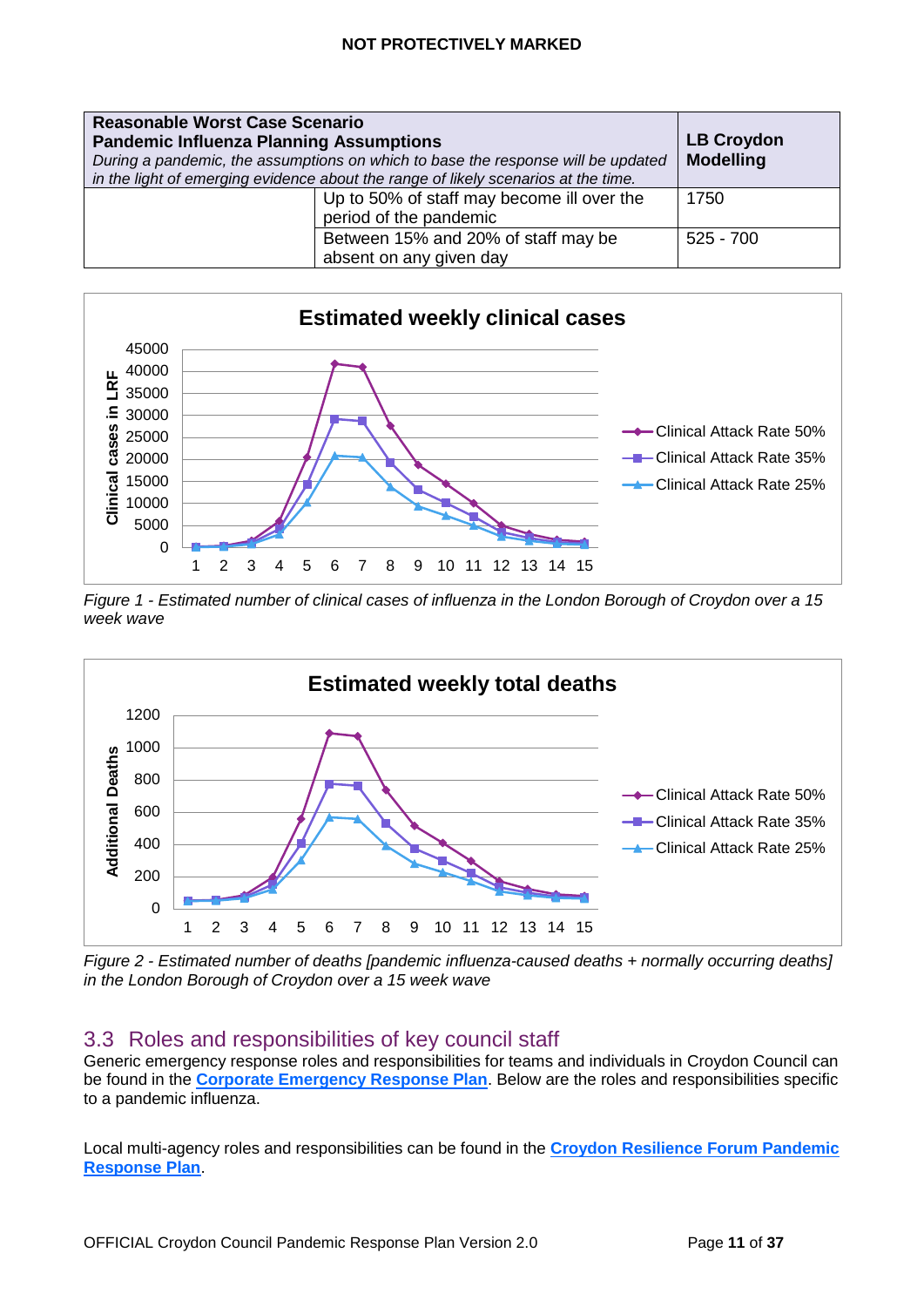NOT PROTECTIVELY MARKED

| Reasonable Worst Case Scenario<br>Pandemic Influenza Planning Assumptions<br>*During a pandemic, the assumptions on which to base the response will be updated in the light of emerging evidence about the range of likely scenarios at the time.* | | LB Croydon Modelling |
|---|---|---|
| | Up to 50% of staff may become ill over the period of the pandemic | 1750 |
| | Between 15% and 20% of staff may be absent on any given day | 525 - 700 |

Estimated weekly clinical cases

Clinical cases in LRF

45000
40000
35000
30000
25000
20000
15000
10000
5000
0

1 2 3 4 5 6 7 8 9 10 11 12 13 14 15

Clinical Attack Rate 50%
Clinical Attack Rate 35%
Clinical Attack Rate 25%

*Figure 1 - Estimated number of clinical cases of influenza in the London Borough of Croydon over a 15 week wave*

Estimated weekly total deaths

Additional Deaths

1200
1000
800
600
400
200
0

1 2 3 4 5 6 7 8 9 10 11 12 13 14 15

Clinical Attack Rate 50%
Clinical Attack Rate 35%
Clinical Attack Rate 25%

*Figure 2 - Estimated number of deaths [pandemic influenza-caused deaths + normally occurring deaths] in the London Borough of Croydon over a 15 week wave*

## 3.3 Roles and responsibilities of key council staff

Generic emergency response roles and responsibilities for teams and individuals in Croydon Council can be found in the **Corporate Emergency Response Plan**. Below are the roles and responsibilities specific to a pandemic influenza.

Local multi-agency roles and responsibilities can be found in the **Croydon Resilience Forum Pandemic Response Plan**.

OFFICIAL Croydon Council Pandemic Response Plan Version 2.0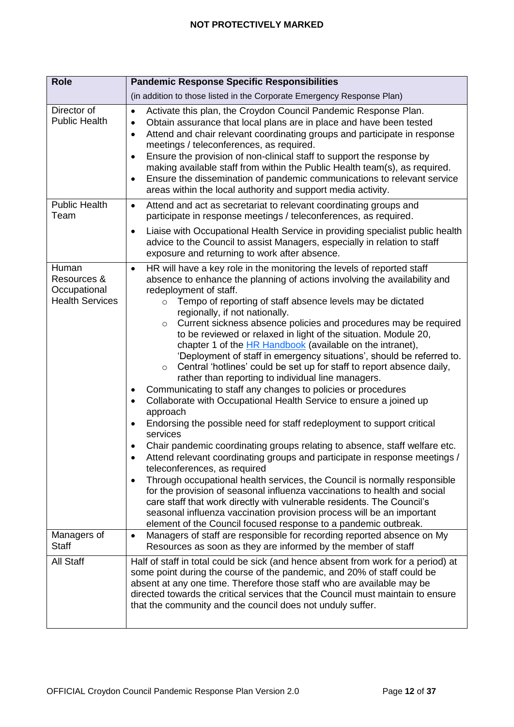| Role | Pandemic Response Specific Responsibilities<br>(in addition to those listed in the Corporate Emergency Response Plan) |
|---|---|
| Director of Public Health | • Activate this plan, the Croydon Council Pandemic Response Plan.<br>• Obtain assurance that local plans are in place and have been tested<br>• Attend and chair relevant coordinating groups and participate in response meetings / teleconferences, as required.<br>• Ensure the provision of non-clinical staff to support the response by making available staff from within the Public Health team(s), as required.<br>• Ensure the dissemination of pandemic communications to relevant service areas within the local authority and support media activity. |
| Public Health Team | • Attend and act as secretariat to relevant coordinating groups and participate in response meetings / teleconferences, as required.<br>• Liaise with Occupational Health Service in providing specialist public health advice to the Council to assist Managers, especially in relation to staff exposure and returning to work after absence. |
| Human Resources & Occupational Health Services | • HR will have a key role in the monitoring the levels of reported staff absence to enhance the planning of actions involving the availability and redeployment of staff.<br>  ○ Tempo of reporting of staff absence levels may be dictated regionally, if not nationally.<br>  ○ Current sickness absence policies and procedures may be required to be reviewed or relaxed in light of the situation. Module 20, chapter 1 of the [HR Handbook](#) (available on the intranet), 'Deployment of staff in emergency situations', should be referred to.<br>  ○ Central 'hotlines' could be set up for staff to report absence daily, rather than reporting to individual line managers.<br>• Communicating to staff any changes to policies or procedures<br>• Collaborate with Occupational Health Service to ensure a joined up approach<br>• Endorsing the possible need for staff redeployment to support critical services<br>• Chair pandemic coordinating groups relating to absence, staff welfare etc.<br>• Attend relevant coordinating groups and participate in response meetings / teleconferences, as required<br>• Through occupational health services, the Council is normally responsible for the provision of seasonal influenza vaccinations to health and social care staff that work directly with vulnerable residents. The Council's seasonal influenza vaccination provision process will be an important element of the Council focused response to a pandemic outbreak. |
| Managers of Staff | • Managers of staff are responsible for recording reported absence on My Resources as soon as they are informed by the member of staff |
| All Staff | Half of staff in total could be sick (and hence absent from work for a period) at some point during the course of the pandemic, and 20% of staff could be absent at any one time. Therefore those staff who are available may be directed towards the critical services that the Council must maintain to ensure that the community and the council does not unduly suffer. |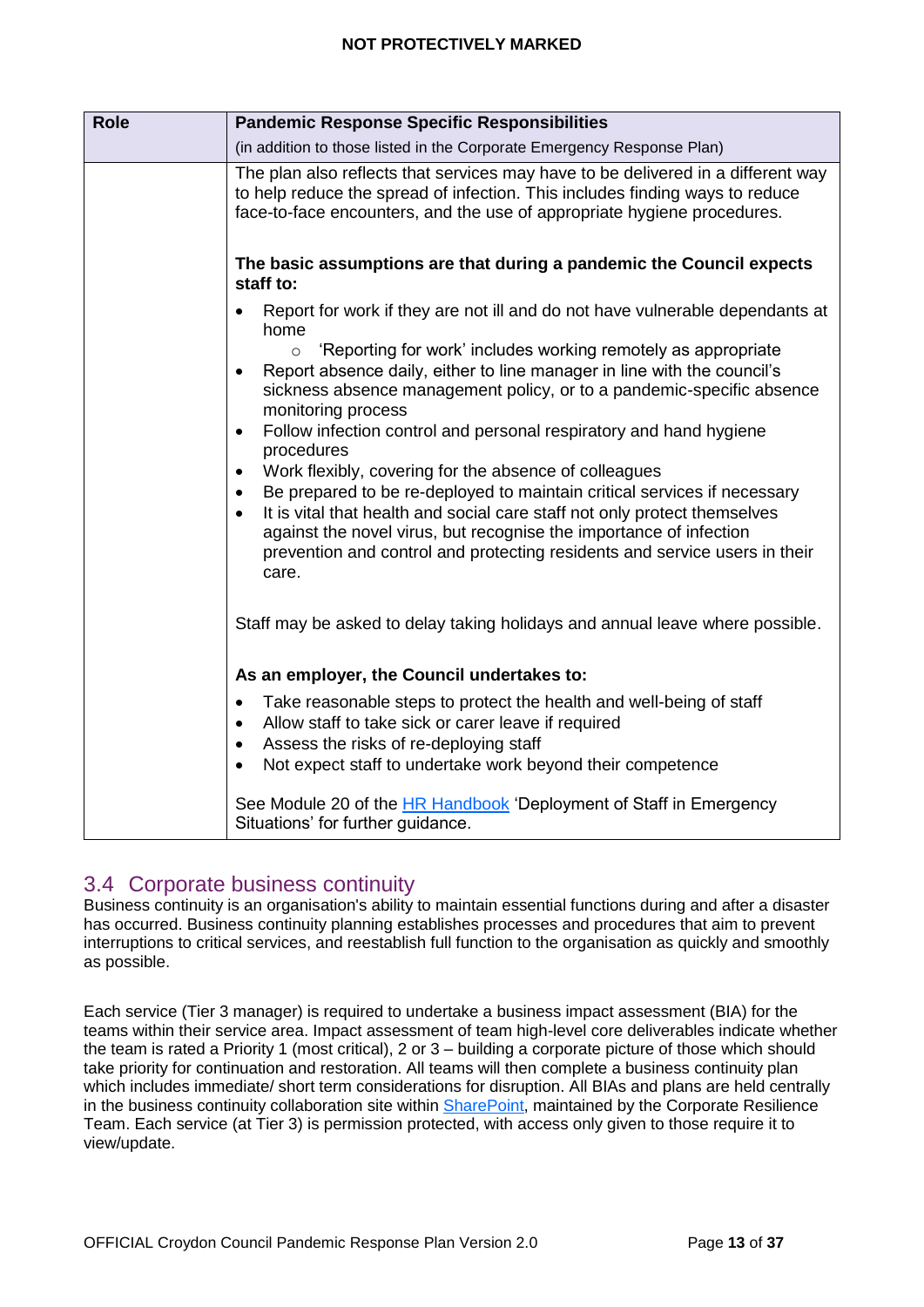| Role | Pandemic Response Specific Responsibilities<br>(in addition to those listed in the Corporate Emergency Response Plan) |
|---|---|
| | The plan also reflects that services may have to be delivered in a different way to help reduce the spread of infection. This includes finding ways to reduce face-to-face encounters, and the use of appropriate hygiene procedures.<br><br>**The basic assumptions are that during a pandemic the Council expects staff to:**<br>• Report for work if they are not ill and do not have vulnerable dependants at home<br>&nbsp;&nbsp;&nbsp;&nbsp;○ 'Reporting for work' includes working remotely as appropriate<br>• Report absence daily, either to line manager in line with the council's sickness absence management policy, or to a pandemic-specific absence monitoring process<br>• Follow infection control and personal respiratory and hand hygiene procedures<br>• Work flexibly, covering for the absence of colleagues<br>• Be prepared to be re-deployed to maintain critical services if necessary<br>• It is vital that health and social care staff not only protect themselves against the novel virus, but recognise the importance of infection prevention and control and protecting residents and service users in their care.<br><br>Staff may be asked to delay taking holidays and annual leave where possible.<br><br>**As an employer, the Council undertakes to:**<br>• Take reasonable steps to protect the health and well-being of staff<br>• Allow staff to take sick or carer leave if required<br>• Assess the risks of re-deploying staff<br>• Not expect staff to undertake work beyond their competence<br><br>See Module 20 of the HR Handbook 'Deployment of Staff in Emergency Situations' for further guidance. |

## 3.4 Corporate business continuity

Business continuity is an organisation's ability to maintain essential functions during and after a disaster has occurred. Business continuity planning establishes processes and procedures that aim to prevent interruptions to critical services, and reestablish full function to the organisation as quickly and smoothly as possible.

Each service (Tier 3 manager) is required to undertake a business impact assessment (BIA) for the teams within their service area. Impact assessment of team high-level core deliverables indicate whether the team is rated a Priority 1 (most critical), 2 or 3 – building a corporate picture of those which should take priority for continuation and restoration. All teams will then complete a business continuity plan which includes immediate/ short term considerations for disruption. All BIAs and plans are held centrally in the business continuity collaboration site within SharePoint, maintained by the Corporate Resilience Team. Each service (at Tier 3) is permission protected, with access only given to those require it to view/update.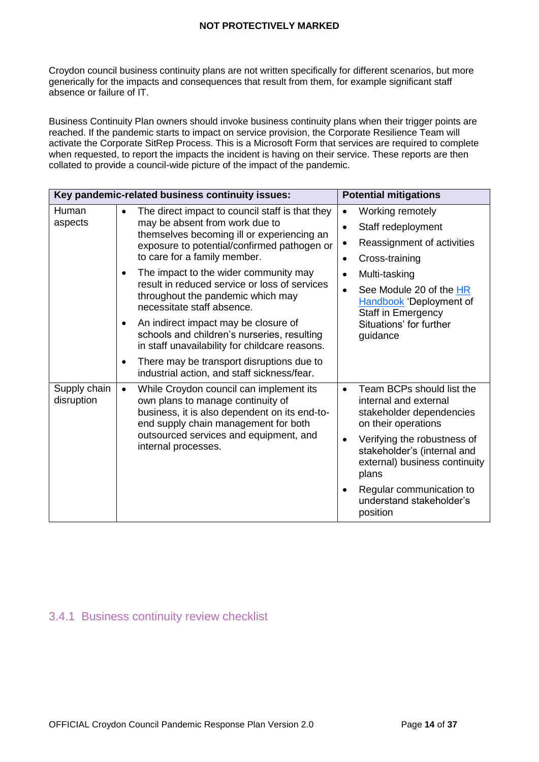Croydon council business continuity plans are not written specifically for different scenarios, but more generically for the impacts and consequences that result from them, for example significant staff absence or failure of IT.

Business Continuity Plan owners should invoke business continuity plans when their trigger points are reached. If the pandemic starts to impact on service provision, the Corporate Resilience Team will activate the Corporate SitRep Process. This is a Microsoft Form that services are required to complete when requested, to report the impacts the incident is having on their service. These reports are then collated to provide a council-wide picture of the impact of the pandemic.

| **Key pandemic-related business continuity issues:** | | **Potential mitigations** |
|---|---|---|
| Human aspects | • The direct impact to council staff is that they may be absent from work due to themselves becoming ill or experiencing an exposure to potential/confirmed pathogen or to care for a family member.<br>• The impact to the wider community may result in reduced service or loss of services throughout the pandemic which may necessitate staff absence.<br>• An indirect impact may be closure of schools and children's nurseries, resulting in staff unavailability for childcare reasons.<br>• There may be transport disruptions due to industrial action, and staff sickness/fear. | • Working remotely<br>• Staff redeployment<br>• Reassignment of activities<br>• Cross-training<br>• Multi-tasking<br>• See Module 20 of the HR Handbook 'Deployment of Staff in Emergency Situations' for further guidance |
| Supply chain disruption | • While Croydon council can implement its own plans to manage continuity of business, it is also dependent on its end-to-end supply chain management for both outsourced services and equipment, and internal processes. | • Team BCPs should list the internal and external stakeholder dependencies on their operations<br>• Verifying the robustness of stakeholder's (internal and external) business continuity plans<br>• Regular communication to understand stakeholder's position |

### 3.4.1 Business continuity review checklist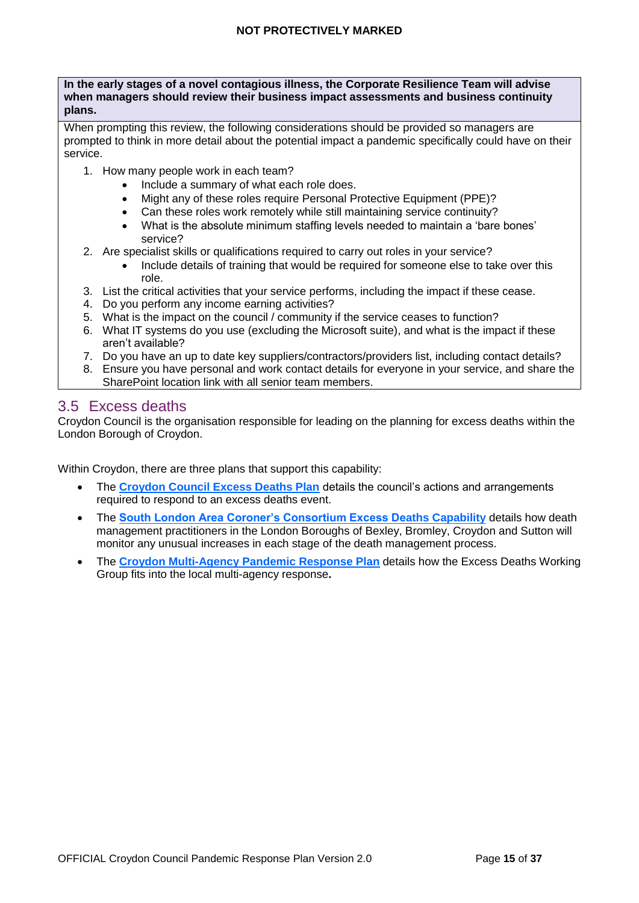**In the early stages of a novel contagious illness, the Corporate Resilience Team will advise when managers should review their business impact assessments and business continuity plans.**

When prompting this review, the following considerations should be provided so managers are prompted to think in more detail about the potential impact a pandemic specifically could have on their service.

1. How many people work in each team?
    - Include a summary of what each role does.
    - Might any of these roles require Personal Protective Equipment (PPE)?
    - Can these roles work remotely while still maintaining service continuity?
    - What is the absolute minimum staffing levels needed to maintain a 'bare bones' service?
2. Are specialist skills or qualifications required to carry out roles in your service?
    - Include details of training that would be required for someone else to take over this role.
3. List the critical activities that your service performs, including the impact if these cease.
4. Do you perform any income earning activities?
5. What is the impact on the council / community if the service ceases to function?
6. What IT systems do you use (excluding the Microsoft suite), and what is the impact if these aren't available?
7. Do you have an up to date key suppliers/contractors/providers list, including contact details?
8. Ensure you have personal and work contact details for everyone in your service, and share the SharePoint location link with all senior team members.

## 3.5 Excess deaths

Croydon Council is the organisation responsible for leading on the planning for excess deaths within the London Borough of Croydon.

Within Croydon, there are three plans that support this capability:

- The **Croydon Council Excess Deaths Plan** details the council's actions and arrangements required to respond to an excess deaths event.
- The **South London Area Coroner's Consortium Excess Deaths Capability** details how death management practitioners in the London Boroughs of Bexley, Bromley, Croydon and Sutton will monitor any unusual increases in each stage of the death management process.
- The **Croydon Multi-Agency Pandemic Response Plan** details how the Excess Deaths Working Group fits into the local multi-agency response**.**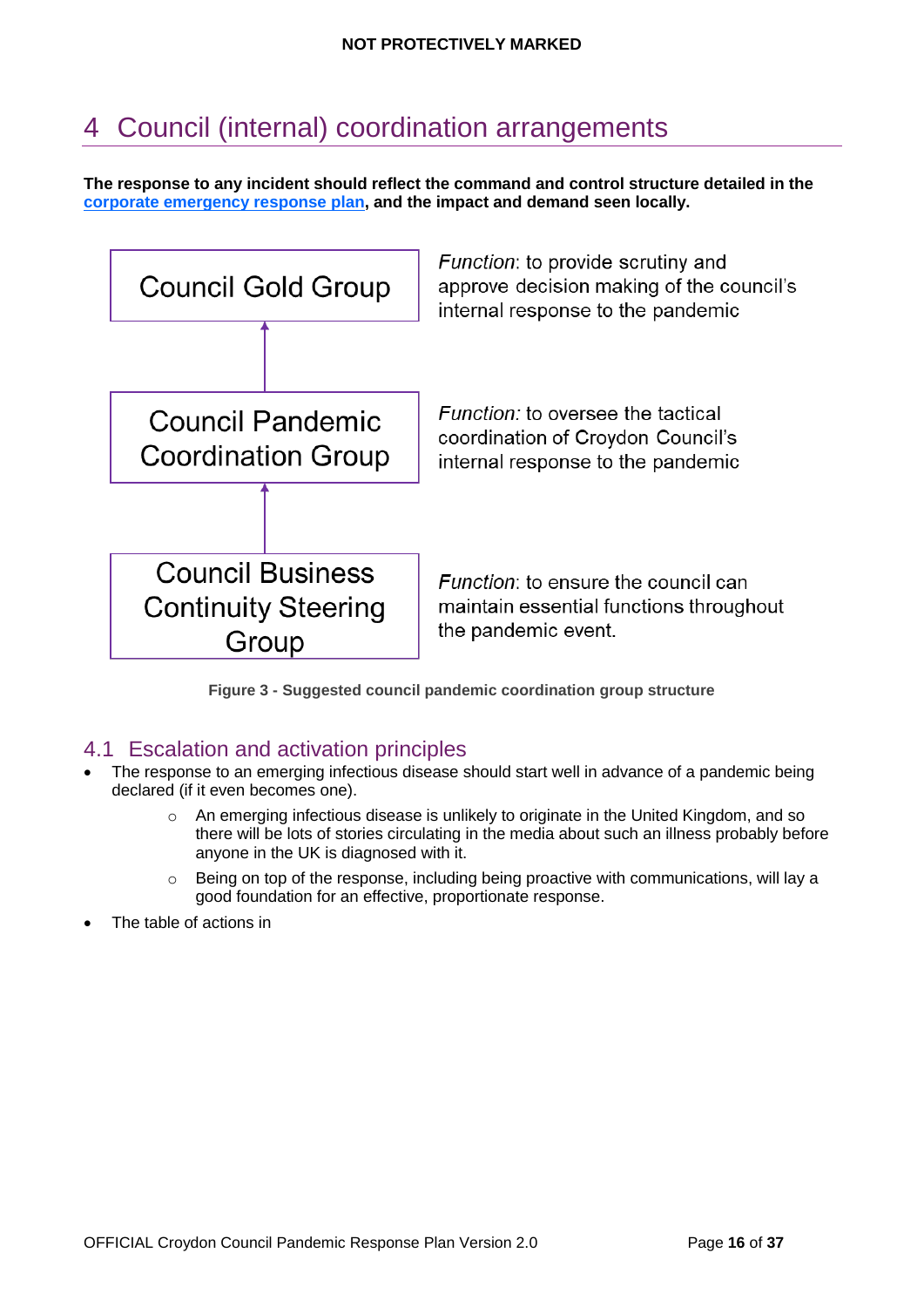# 4 Council (internal) coordination arrangements

**The response to any incident should reflect the command and control structure detailed in the corporate emergency response plan, and the impact and demand seen locally.**

Council Gold Group

*Function*: to provide scrutiny and approve decision making of the council's internal response to the pandemic

Council Pandemic Coordination Group

*Function:* to oversee the tactical coordination of Croydon Council's internal response to the pandemic

Council Business Continuity Steering Group

*Function*: to ensure the council can maintain essential functions throughout the pandemic event.

**Figure 3 - Suggested council pandemic coordination group structure**

## 4.1 Escalation and activation principles

- The response to an emerging infectious disease should start well in advance of a pandemic being declared (if it even becomes one).
    - An emerging infectious disease is unlikely to originate in the United Kingdom, and so there will be lots of stories circulating in the media about such an illness probably before anyone in the UK is diagnosed with it.
    - Being on top of the response, including being proactive with communications, will lay a good foundation for an effective, proportionate response.
- The table of actions in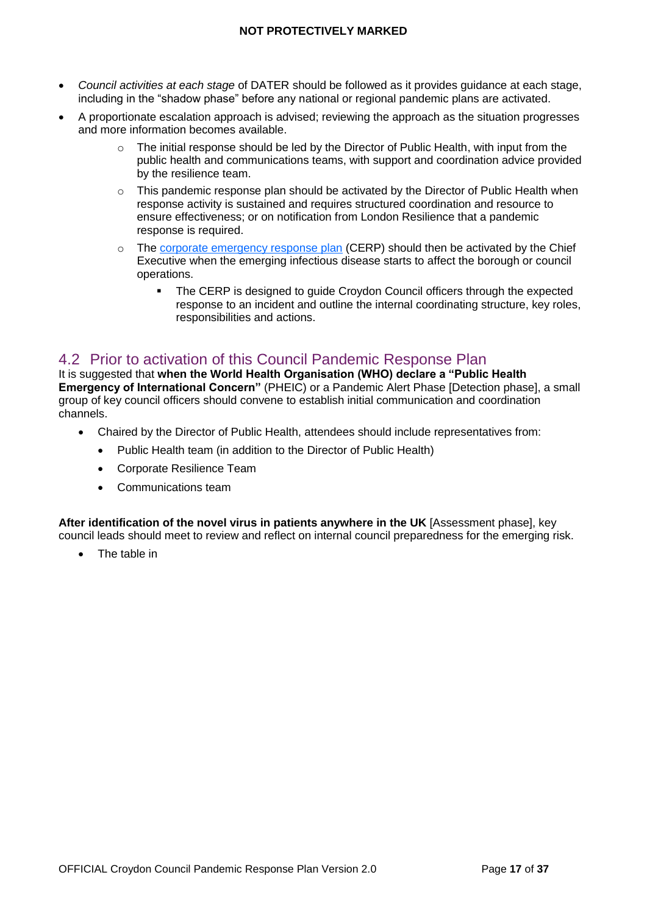- *Council activities at each stage* of DATER should be followed as it provides guidance at each stage, including in the "shadow phase" before any national or regional pandemic plans are activated.
- A proportionate escalation approach is advised; reviewing the approach as the situation progresses and more information becomes available.
  - The initial response should be led by the Director of Public Health, with input from the public health and communications teams, with support and coordination advice provided by the resilience team.
  - This pandemic response plan should be activated by the Director of Public Health when response activity is sustained and requires structured coordination and resource to ensure effectiveness; or on notification from London Resilience that a pandemic response is required.
  - The corporate emergency response plan (CERP) should then be activated by the Chief Executive when the emerging infectious disease starts to affect the borough or council operations.
    - The CERP is designed to guide Croydon Council officers through the expected response to an incident and outline the internal coordinating structure, key roles, responsibilities and actions.

## 4.2 Prior to activation of this Council Pandemic Response Plan

It is suggested that **when the World Health Organisation (WHO) declare a "Public Health Emergency of International Concern"** (PHEIC) or a Pandemic Alert Phase [Detection phase], a small group of key council officers should convene to establish initial communication and coordination channels.

- Chaired by the Director of Public Health, attendees should include representatives from:
  - Public Health team (in addition to the Director of Public Health)
  - Corporate Resilience Team
  - Communications team

**After identification of the novel virus in patients anywhere in the UK** [Assessment phase], key council leads should meet to review and reflect on internal council preparedness for the emerging risk.

- The table in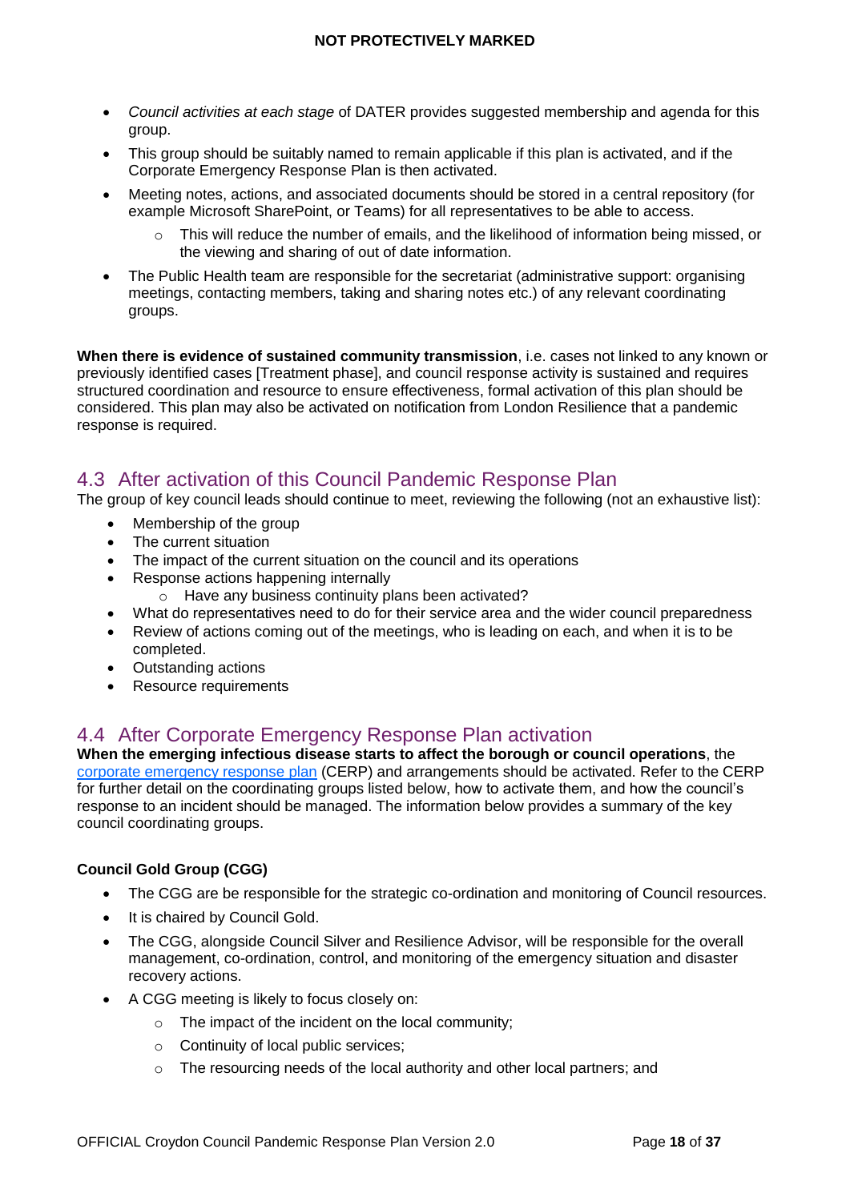- *Council activities at each stage* of DATER provides suggested membership and agenda for this group.
- This group should be suitably named to remain applicable if this plan is activated, and if the Corporate Emergency Response Plan is then activated.
- Meeting notes, actions, and associated documents should be stored in a central repository (for example Microsoft SharePoint, or Teams) for all representatives to be able to access.
  - This will reduce the number of emails, and the likelihood of information being missed, or the viewing and sharing of out of date information.
- The Public Health team are responsible for the secretariat (administrative support: organising meetings, contacting members, taking and sharing notes etc.) of any relevant coordinating groups.

**When there is evidence of sustained community transmission**, i.e. cases not linked to any known or previously identified cases [Treatment phase], and council response activity is sustained and requires structured coordination and resource to ensure effectiveness, formal activation of this plan should be considered. This plan may also be activated on notification from London Resilience that a pandemic response is required.

## 4.3 After activation of this Council Pandemic Response Plan

The group of key council leads should continue to meet, reviewing the following (not an exhaustive list):

- Membership of the group
- The current situation
- The impact of the current situation on the council and its operations
- Response actions happening internally
  - Have any business continuity plans been activated?
- What do representatives need to do for their service area and the wider council preparedness
- Review of actions coming out of the meetings, who is leading on each, and when it is to be completed.
- Outstanding actions
- Resource requirements

## 4.4 After Corporate Emergency Response Plan activation

**When the emerging infectious disease starts to affect the borough or council operations**, the corporate emergency response plan (CERP) and arrangements should be activated. Refer to the CERP for further detail on the coordinating groups listed below, how to activate them, and how the council's response to an incident should be managed. The information below provides a summary of the key council coordinating groups.

**Council Gold Group (CGG)**

- The CGG are be responsible for the strategic co-ordination and monitoring of Council resources.
- It is chaired by Council Gold.
- The CGG, alongside Council Silver and Resilience Advisor, will be responsible for the overall management, co-ordination, control, and monitoring of the emergency situation and disaster recovery actions.
- A CGG meeting is likely to focus closely on:
  - The impact of the incident on the local community;
  - Continuity of local public services;
  - The resourcing needs of the local authority and other local partners; and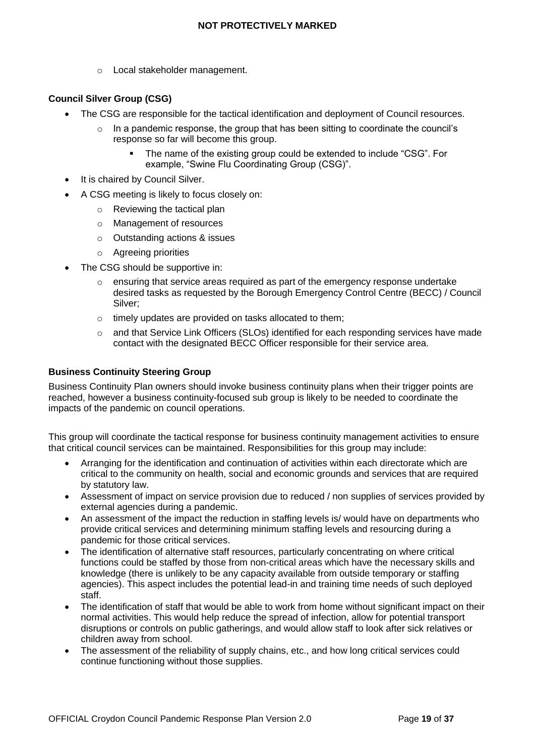- Local stakeholder management.

**Council Silver Group (CSG)**

- The CSG are responsible for the tactical identification and deployment of Council resources.
  - In a pandemic response, the group that has been sitting to coordinate the council's response so far will become this group.
    - The name of the existing group could be extended to include "CSG". For example, "Swine Flu Coordinating Group (CSG)".
- It is chaired by Council Silver.
- A CSG meeting is likely to focus closely on:
  - Reviewing the tactical plan
  - Management of resources
  - Outstanding actions & issues
  - Agreeing priorities
- The CSG should be supportive in:
  - ensuring that service areas required as part of the emergency response undertake desired tasks as requested by the Borough Emergency Control Centre (BECC) / Council Silver;
  - timely updates are provided on tasks allocated to them;
  - and that Service Link Officers (SLOs) identified for each responding services have made contact with the designated BECC Officer responsible for their service area.

**Business Continuity Steering Group**

Business Continuity Plan owners should invoke business continuity plans when their trigger points are reached, however a business continuity-focused sub group is likely to be needed to coordinate the impacts of the pandemic on council operations.

This group will coordinate the tactical response for business continuity management activities to ensure that critical council services can be maintained. Responsibilities for this group may include:

- Arranging for the identification and continuation of activities within each directorate which are critical to the community on health, social and economic grounds and services that are required by statutory law.
- Assessment of impact on service provision due to reduced / non supplies of services provided by external agencies during a pandemic.
- An assessment of the impact the reduction in staffing levels is/ would have on departments who provide critical services and determining minimum staffing levels and resourcing during a pandemic for those critical services.
- The identification of alternative staff resources, particularly concentrating on where critical functions could be staffed by those from non-critical areas which have the necessary skills and knowledge (there is unlikely to be any capacity available from outside temporary or staffing agencies). This aspect includes the potential lead-in and training time needs of such deployed staff.
- The identification of staff that would be able to work from home without significant impact on their normal activities. This would help reduce the spread of infection, allow for potential transport disruptions or controls on public gatherings, and would allow staff to look after sick relatives or children away from school.
- The assessment of the reliability of supply chains, etc., and how long critical services could continue functioning without those supplies.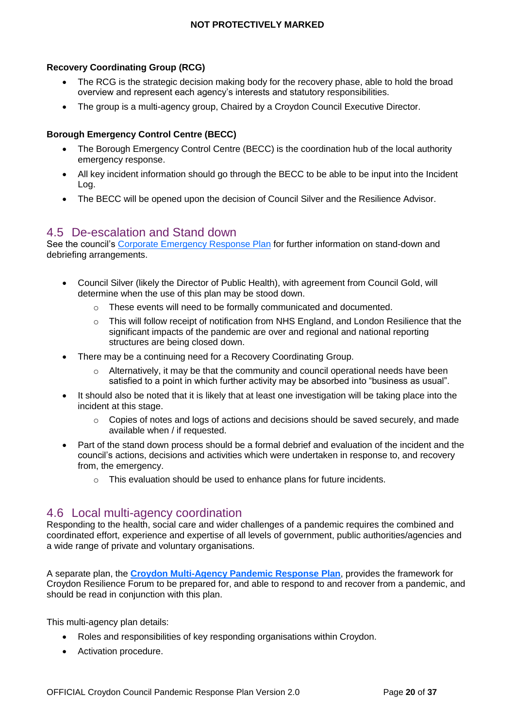**Recovery Coordinating Group (RCG)**

- The RCG is the strategic decision making body for the recovery phase, able to hold the broad overview and represent each agency's interests and statutory responsibilities.
- The group is a multi-agency group, Chaired by a Croydon Council Executive Director.

**Borough Emergency Control Centre (BECC)**

- The Borough Emergency Control Centre (BECC) is the coordination hub of the local authority emergency response.
- All key incident information should go through the BECC to be able to be input into the Incident Log.
- The BECC will be opened upon the decision of Council Silver and the Resilience Advisor.

## 4.5 De-escalation and Stand down

See the council's Corporate Emergency Response Plan for further information on stand-down and debriefing arrangements.

- Council Silver (likely the Director of Public Health), with agreement from Council Gold, will determine when the use of this plan may be stood down.
    - These events will need to be formally communicated and documented.
    - This will follow receipt of notification from NHS England, and London Resilience that the significant impacts of the pandemic are over and regional and national reporting structures are being closed down.
- There may be a continuing need for a Recovery Coordinating Group.
    - Alternatively, it may be that the community and council operational needs have been satisfied to a point in which further activity may be absorbed into "business as usual".
- It should also be noted that it is likely that at least one investigation will be taking place into the incident at this stage.
    - Copies of notes and logs of actions and decisions should be saved securely, and made available when / if requested.
- Part of the stand down process should be a formal debrief and evaluation of the incident and the council's actions, decisions and activities which were undertaken in response to, and recovery from, the emergency.
    - This evaluation should be used to enhance plans for future incidents.

## 4.6 Local multi-agency coordination

Responding to the health, social care and wider challenges of a pandemic requires the combined and coordinated effort, experience and expertise of all levels of government, public authorities/agencies and a wide range of private and voluntary organisations.

A separate plan, the **Croydon Multi-Agency Pandemic Response Plan**, provides the framework for Croydon Resilience Forum to be prepared for, and able to respond to and recover from a pandemic, and should be read in conjunction with this plan.

This multi-agency plan details:

- Roles and responsibilities of key responding organisations within Croydon.
- Activation procedure.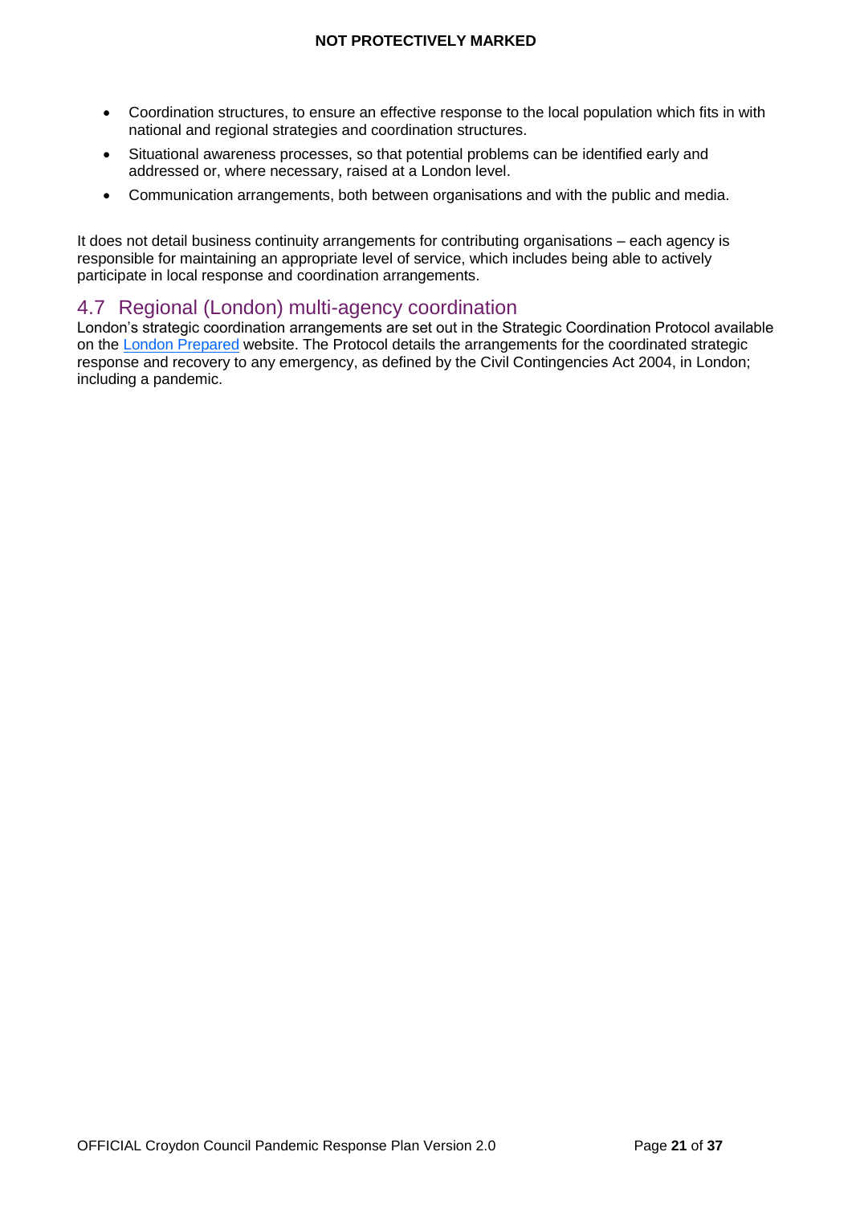- Coordination structures, to ensure an effective response to the local population which fits in with national and regional strategies and coordination structures.
- Situational awareness processes, so that potential problems can be identified early and addressed or, where necessary, raised at a London level.
- Communication arrangements, both between organisations and with the public and media.

It does not detail business continuity arrangements for contributing organisations – each agency is responsible for maintaining an appropriate level of service, which includes being able to actively participate in local response and coordination arrangements.

## 4.7 Regional (London) multi-agency coordination

London's strategic coordination arrangements are set out in the Strategic Coordination Protocol available on the London Prepared website. The Protocol details the arrangements for the coordinated strategic response and recovery to any emergency, as defined by the Civil Contingencies Act 2004, in London; including a pandemic.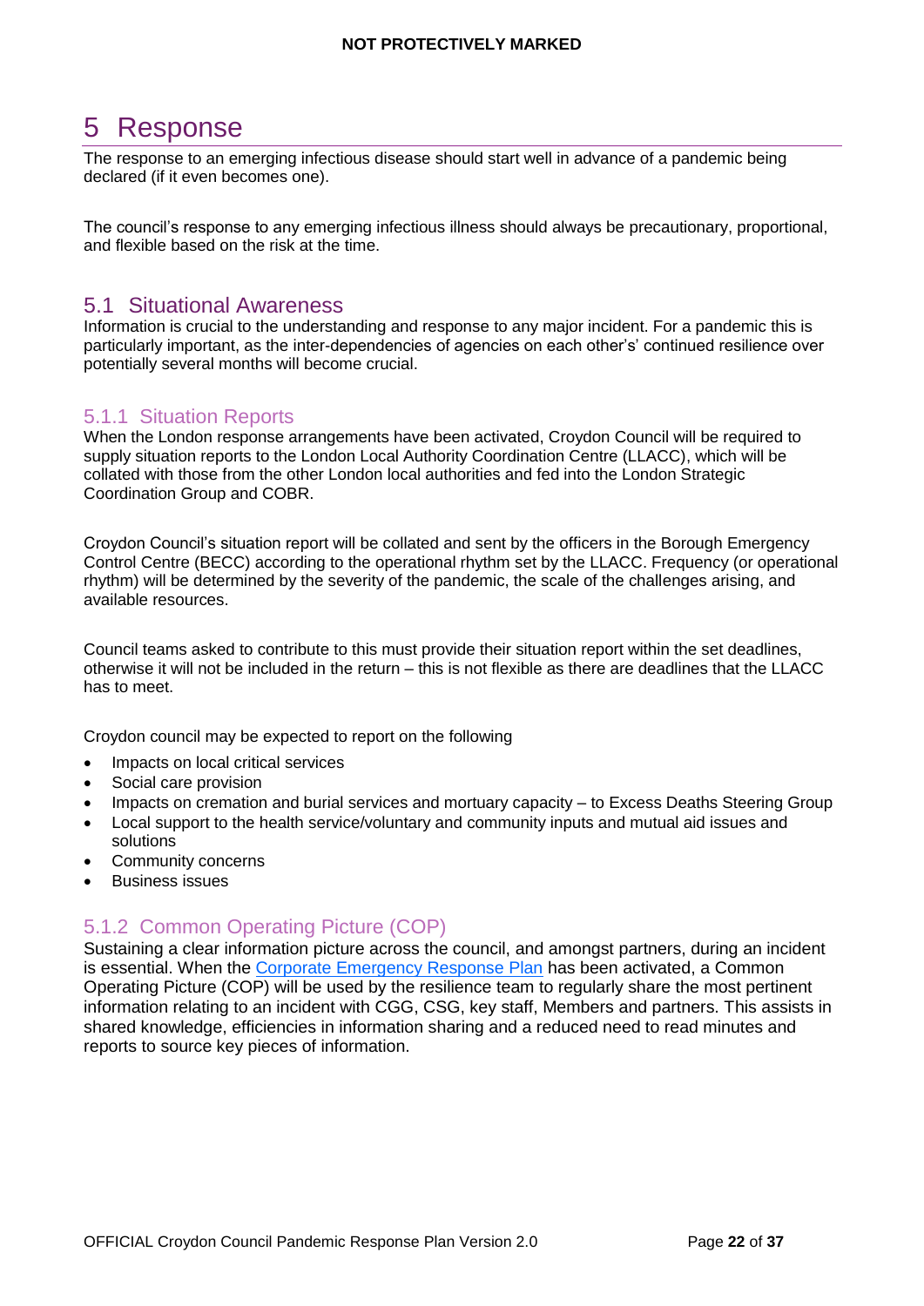# 5 Response

The response to an emerging infectious disease should start well in advance of a pandemic being declared (if it even becomes one).

The council's response to any emerging infectious illness should always be precautionary, proportional, and flexible based on the risk at the time.

## 5.1 Situational Awareness

Information is crucial to the understanding and response to any major incident. For a pandemic this is particularly important, as the inter-dependencies of agencies on each other's' continued resilience over potentially several months will become crucial.

### 5.1.1 Situation Reports

When the London response arrangements have been activated, Croydon Council will be required to supply situation reports to the London Local Authority Coordination Centre (LLACC), which will be collated with those from the other London local authorities and fed into the London Strategic Coordination Group and COBR.

Croydon Council's situation report will be collated and sent by the officers in the Borough Emergency Control Centre (BECC) according to the operational rhythm set by the LLACC. Frequency (or operational rhythm) will be determined by the severity of the pandemic, the scale of the challenges arising, and available resources.

Council teams asked to contribute to this must provide their situation report within the set deadlines, otherwise it will not be included in the return – this is not flexible as there are deadlines that the LLACC has to meet.

Croydon council may be expected to report on the following

- Impacts on local critical services
- Social care provision
- Impacts on cremation and burial services and mortuary capacity – to Excess Deaths Steering Group
- Local support to the health service/voluntary and community inputs and mutual aid issues and solutions
- Community concerns
- Business issues

### 5.1.2 Common Operating Picture (COP)

Sustaining a clear information picture across the council, and amongst partners, during an incident is essential. When the Corporate Emergency Response Plan has been activated, a Common Operating Picture (COP) will be used by the resilience team to regularly share the most pertinent information relating to an incident with CGG, CSG, key staff, Members and partners. This assists in shared knowledge, efficiencies in information sharing and a reduced need to read minutes and reports to source key pieces of information.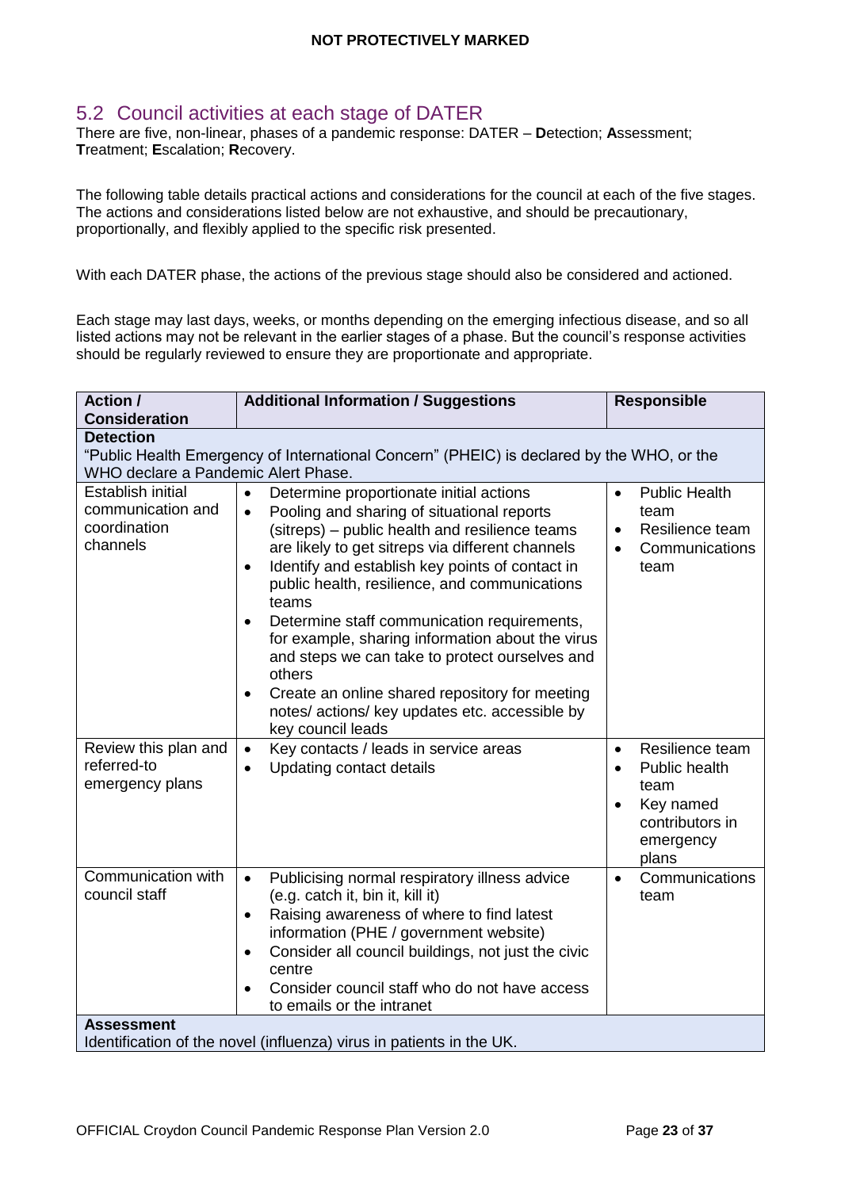## 5.2 Council activities at each stage of DATER

There are five, non-linear, phases of a pandemic response: DATER – **D**etection; **A**ssessment; **T**reatment; **E**scalation; **R**ecovery.

The following table details practical actions and considerations for the council at each of the five stages. The actions and considerations listed below are not exhaustive, and should be precautionary, proportionally, and flexibly applied to the specific risk presented.

With each DATER phase, the actions of the previous stage should also be considered and actioned.

Each stage may last days, weeks, or months depending on the emerging infectious disease, and so all listed actions may not be relevant in the earlier stages of a phase. But the council's response activities should be regularly reviewed to ensure they are proportionate and appropriate.

| Action / Consideration | Additional Information / Suggestions | Responsible |
|---|---|---|
| **Detection**<br>"Public Health Emergency of International Concern" (PHEIC) is declared by the WHO, or the WHO declare a Pandemic Alert Phase. | | |
| Establish initial communication and coordination channels | • Determine proportionate initial actions<br>• Pooling and sharing of situational reports (sitreps) – public health and resilience teams are likely to get sitreps via different channels<br>• Identify and establish key points of contact in public health, resilience, and communications teams<br>• Determine staff communication requirements, for example, sharing information about the virus and steps we can take to protect ourselves and others<br>• Create an online shared repository for meeting notes/ actions/ key updates etc. accessible by key council leads | • Public Health team<br>• Resilience team<br>• Communications team |
| Review this plan and referred-to emergency plans | • Key contacts / leads in service areas<br>• Updating contact details | • Resilience team<br>• Public health team<br>• Key named contributors in emergency plans |
| Communication with council staff | • Publicising normal respiratory illness advice (e.g. catch it, bin it, kill it)<br>• Raising awareness of where to find latest information (PHE / government website)<br>• Consider all council buildings, not just the civic centre<br>• Consider council staff who do not have access to emails or the intranet | • Communications team |
| **Assessment**<br>Identification of the novel (influenza) virus in patients in the UK. | | |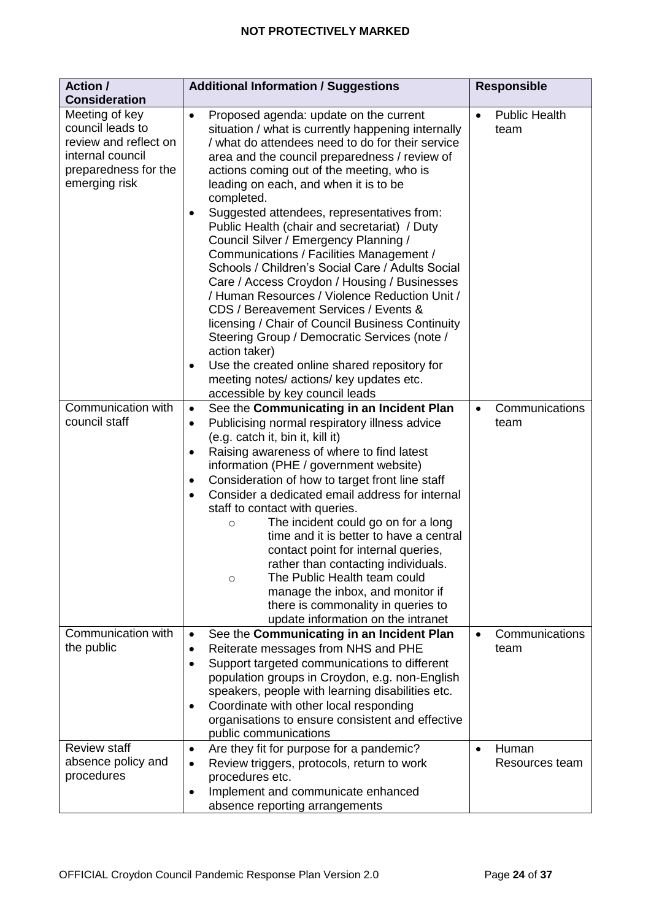| Action / Consideration | Additional Information / Suggestions | Responsible |
|---|---|---|
| Meeting of key council leads to review and reflect on internal council preparedness for the emerging risk | • Proposed agenda: update on the current situation / what is currently happening internally / what do attendees need to do for their service area and the council preparedness / review of actions coming out of the meeting, who is leading on each, and when it is to be completed.<br>• Suggested attendees, representatives from: Public Health (chair and secretariat) / Duty Council Silver / Emergency Planning / Communications / Facilities Management / Schools / Children's Social Care / Adults Social Care / Access Croydon / Housing / Businesses / Human Resources / Violence Reduction Unit / CDS / Bereavement Services / Events & licensing / Chair of Council Business Continuity Steering Group / Democratic Services (note / action taker)<br>• Use the created online shared repository for meeting notes/ actions/ key updates etc. accessible by key council leads | • Public Health team |
| Communication with council staff | • See the **Communicating in an Incident Plan**<br>• Publicising normal respiratory illness advice (e.g. catch it, bin it, kill it)<br>• Raising awareness of where to find latest information (PHE / government website)<br>• Consideration of how to target front line staff<br>• Consider a dedicated email address for internal staff to contact with queries.<br>&nbsp;&nbsp;&nbsp;&nbsp;○ The incident could go on for a long time and it is better to have a central contact point for internal queries, rather than contacting individuals.<br>&nbsp;&nbsp;&nbsp;&nbsp;○ The Public Health team could manage the inbox, and monitor if there is commonality in queries to update information on the intranet | • Communications team |
| Communication with the public | • See the **Communicating in an Incident Plan**<br>• Reiterate messages from NHS and PHE<br>• Support targeted communications to different population groups in Croydon, e.g. non-English speakers, people with learning disabilities etc.<br>• Coordinate with other local responding organisations to ensure consistent and effective public communications | • Communications team |
| Review staff absence policy and procedures | • Are they fit for purpose for a pandemic?<br>• Review triggers, protocols, return to work procedures etc.<br>• Implement and communicate enhanced absence reporting arrangements | • Human Resources team |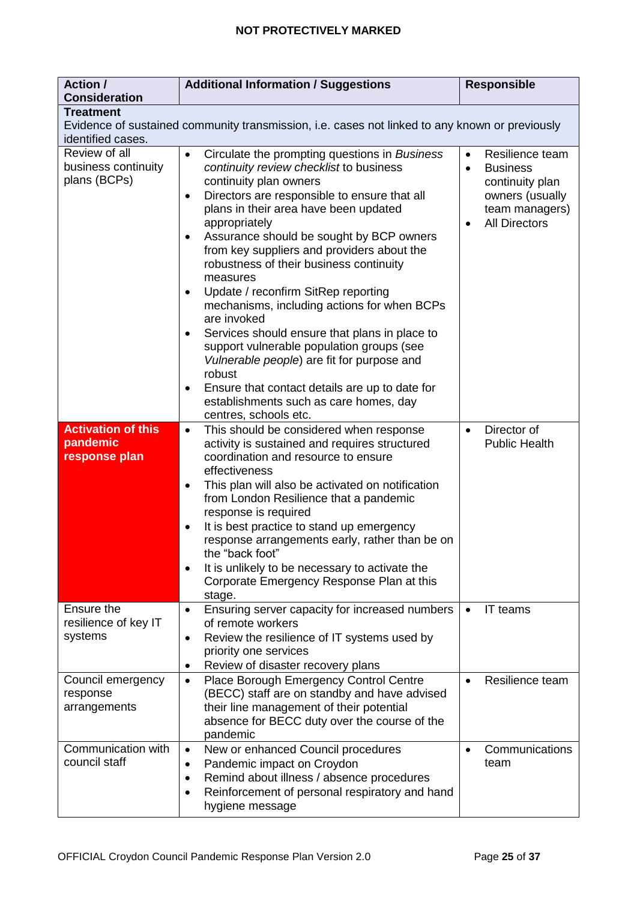| Action / Consideration | Additional Information / Suggestions | Responsible |
|---|---|---|
| **Treatment**<br>Evidence of sustained community transmission, i.e. cases not linked to any known or previously identified cases. | | |
| Review of all business continuity plans (BCPs) | • Circulate the prompting questions in *Business continuity review checklist* to business continuity plan owners<br>• Directors are responsible to ensure that all plans in their area have been updated appropriately<br>• Assurance should be sought by BCP owners from key suppliers and providers about the robustness of their business continuity measures<br>• Update / reconfirm SitRep reporting mechanisms, including actions for when BCPs are invoked<br>• Services should ensure that plans in place to support vulnerable population groups (see *Vulnerable people*) are fit for purpose and robust<br>• Ensure that contact details are up to date for establishments such as care homes, day centres, schools etc. | • Resilience team<br>• Business continuity plan owners (usually team managers)<br>• All Directors |
| **Activation of this pandemic response plan** | • This should be considered when response activity is sustained and requires structured coordination and resource to ensure effectiveness<br>• This plan will also be activated on notification from London Resilience that a pandemic response is required<br>• It is best practice to stand up emergency response arrangements early, rather than be on the "back foot"<br>• It is unlikely to be necessary to activate the Corporate Emergency Response Plan at this stage. | • Director of Public Health |
| Ensure the resilience of key IT systems | • Ensuring server capacity for increased numbers of remote workers<br>• Review the resilience of IT systems used by priority one services<br>• Review of disaster recovery plans | • IT teams |
| Council emergency response arrangements | • Place Borough Emergency Control Centre (BECC) staff are on standby and have advised their line management of their potential absence for BECC duty over the course of the pandemic | • Resilience team |
| Communication with council staff | • New or enhanced Council procedures<br>• Pandemic impact on Croydon<br>• Remind about illness / absence procedures<br>• Reinforcement of personal respiratory and hand hygiene message | • Communications team |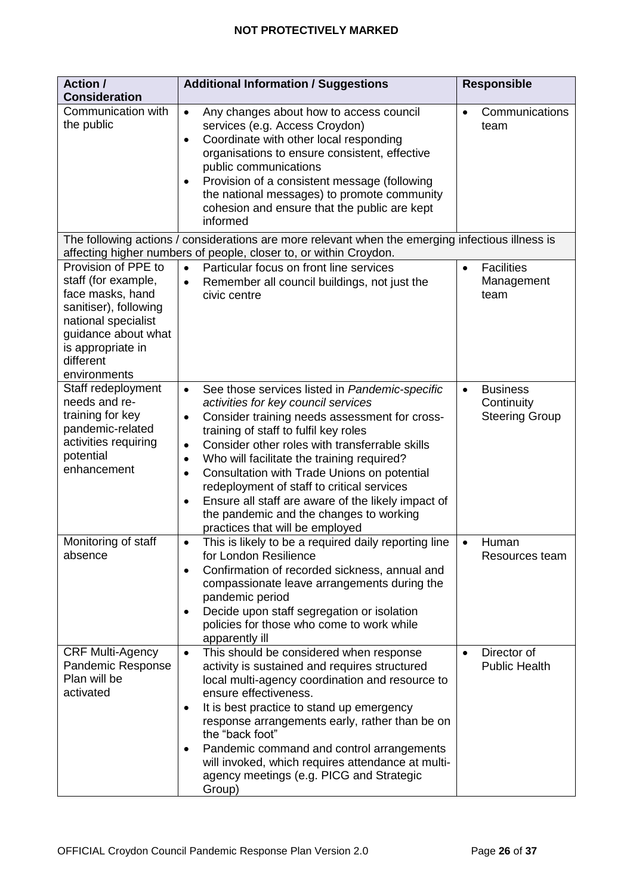| Action / Consideration | Additional Information / Suggestions | Responsible |
|---|---|---|
| Communication with the public | • Any changes about how to access council services (e.g. Access Croydon)<br>• Coordinate with other local responding organisations to ensure consistent, effective public communications<br>• Provision of a consistent message (following the national messages) to promote community cohesion and ensure that the public are kept informed | • Communications team |
| The following actions / considerations are more relevant when the emerging infectious illness is affecting higher numbers of people, closer to, or within Croydon. | | |
| Provision of PPE to staff (for example, face masks, hand sanitiser), following national specialist guidance about what is appropriate in different environments | • Particular focus on front line services<br>• Remember all council buildings, not just the civic centre | • Facilities Management team |
| Staff redeployment needs and re-training for key pandemic-related activities requiring potential enhancement | • See those services listed in *Pandemic-specific activities for key council services*<br>• Consider training needs assessment for cross-training of staff to fulfil key roles<br>• Consider other roles with transferrable skills<br>• Who will facilitate the training required?<br>• Consultation with Trade Unions on potential redeployment of staff to critical services<br>• Ensure all staff are aware of the likely impact of the pandemic and the changes to working practices that will be employed | • Business Continuity Steering Group |
| Monitoring of staff absence | • This is likely to be a required daily reporting line for London Resilience<br>• Confirmation of recorded sickness, annual and compassionate leave arrangements during the pandemic period<br>• Decide upon staff segregation or isolation policies for those who come to work while apparently ill | • Human Resources team |
| CRF Multi-Agency Pandemic Response Plan will be activated | • This should be considered when response activity is sustained and requires structured local multi-agency coordination and resource to ensure effectiveness.<br>• It is best practice to stand up emergency response arrangements early, rather than be on the "back foot"<br>• Pandemic command and control arrangements will invoked, which requires attendance at multi-agency meetings (e.g. PICG and Strategic Group) | • Director of Public Health |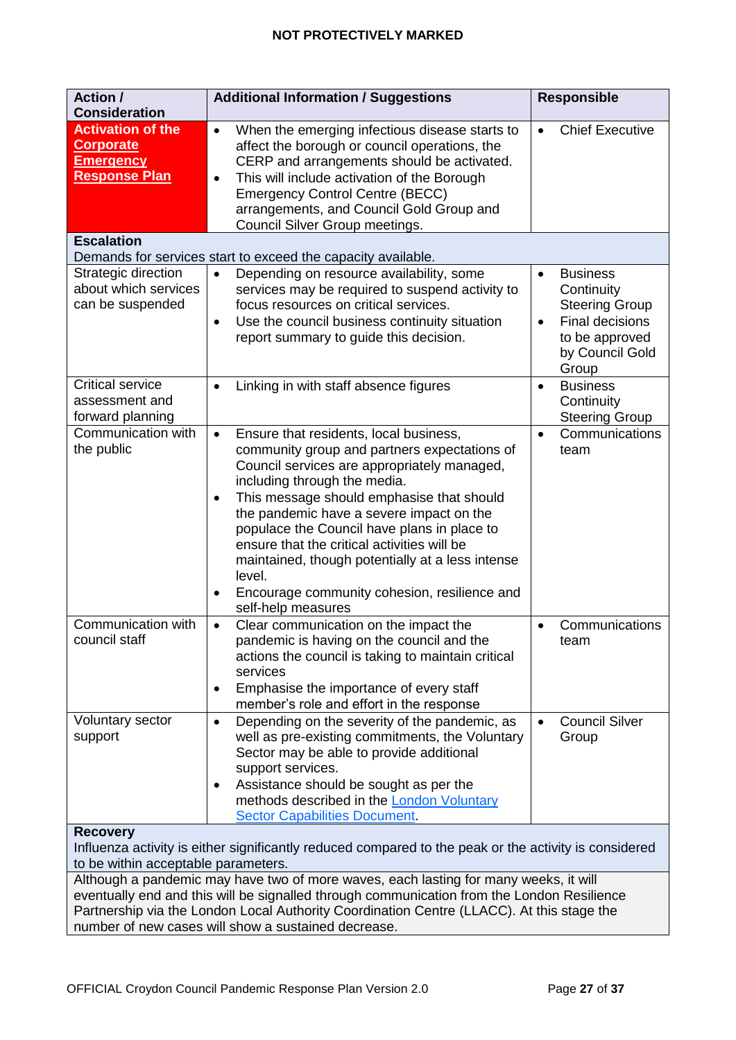| Action / Consideration | Additional Information / Suggestions | Responsible |
|---|---|---|
| **Activation of the Corporate Emergency Response Plan** | • When the emerging infectious disease starts to affect the borough or council operations, the CERP and arrangements should be activated.<br>• This will include activation of the Borough Emergency Control Centre (BECC) arrangements, and Council Gold Group and Council Silver Group meetings. | • Chief Executive |
| **Escalation**<br>Demands for services start to exceed the capacity available. | | |
| Strategic direction about which services can be suspended | • Depending on resource availability, some services may be required to suspend activity to focus resources on critical services.<br>• Use the council business continuity situation report summary to guide this decision. | • Business Continuity Steering Group<br>• Final decisions to be approved by Council Gold Group |
| Critical service assessment and forward planning | • Linking in with staff absence figures | • Business Continuity Steering Group |
| Communication with the public | • Ensure that residents, local business, community group and partners expectations of Council services are appropriately managed, including through the media.<br>• This message should emphasise that should the pandemic have a severe impact on the populace the Council have plans in place to ensure that the critical activities will be maintained, though potentially at a less intense level.<br>• Encourage community cohesion, resilience and self-help measures | • Communications team |
| Communication with council staff | • Clear communication on the impact the pandemic is having on the council and the actions the council is taking to maintain critical services<br>• Emphasise the importance of every staff member's role and effort in the response | • Communications team |
| Voluntary sector support | • Depending on the severity of the pandemic, as well as pre-existing commitments, the Voluntary Sector may be able to provide additional support services.<br>• Assistance should be sought as per the methods described in the London Voluntary Sector Capabilities Document. | • Council Silver Group |
| **Recovery**<br>Influenza activity is either significantly reduced compared to the peak or the activity is considered to be within acceptable parameters. | | |
| Although a pandemic may have two of more waves, each lasting for many weeks, it will eventually end and this will be signalled through communication from the London Resilience Partnership via the London Local Authority Coordination Centre (LLACC). At this stage the number of new cases will show a sustained decrease. | | |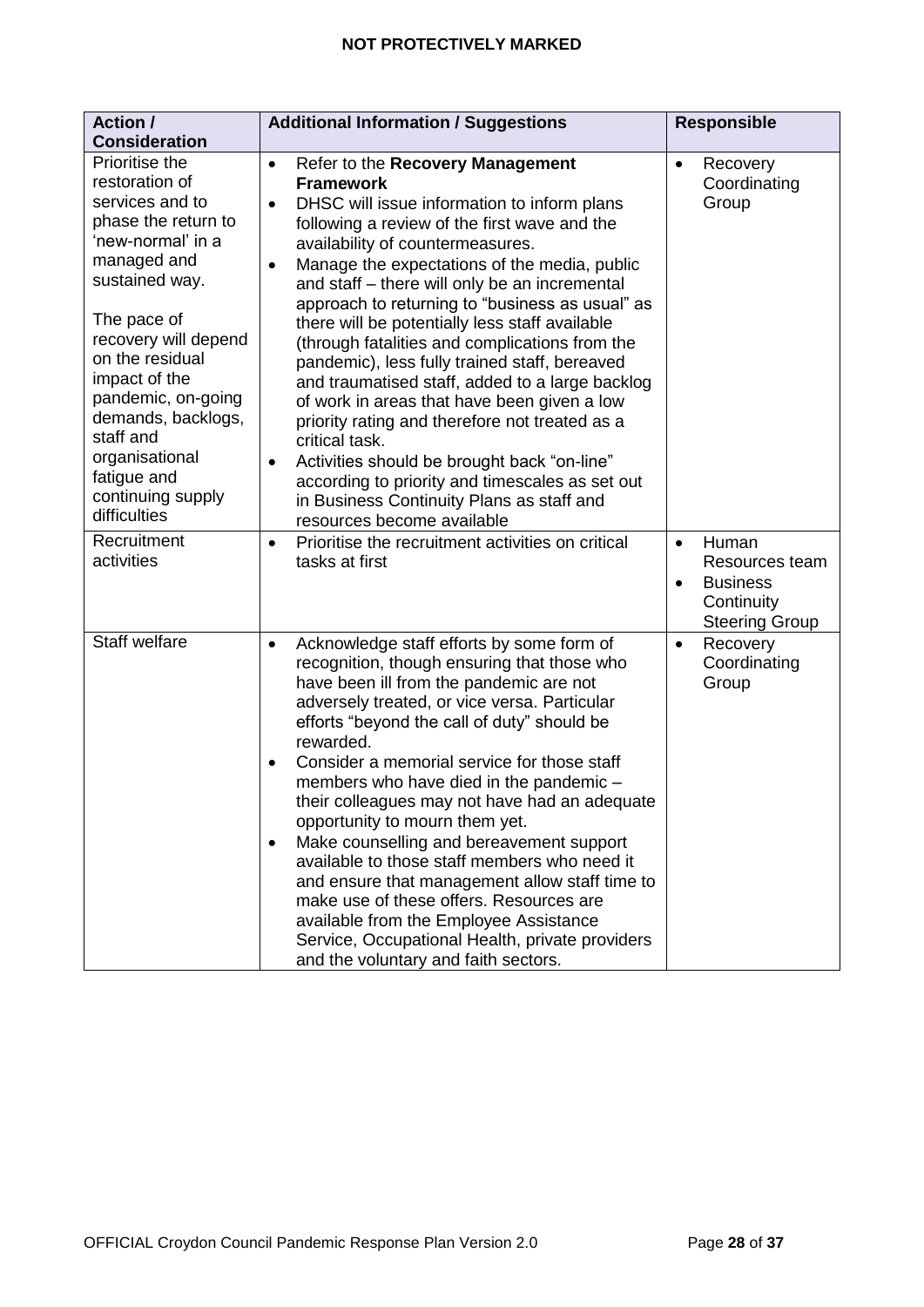| Action / Consideration | Additional Information / Suggestions | Responsible |
|---|---|---|
| Prioritise the restoration of services and to phase the return to 'new-normal' in a managed and sustained way.<br><br>The pace of recovery will depend on the residual impact of the pandemic, on-going demands, backlogs, staff and organisational fatigue and continuing supply difficulties | • Refer to the **Recovery Management Framework**<br>• DHSC will issue information to inform plans following a review of the first wave and the availability of countermeasures.<br>• Manage the expectations of the media, public and staff – there will only be an incremental approach to returning to "business as usual" as there will be potentially less staff available (through fatalities and complications from the pandemic), less fully trained staff, bereaved and traumatised staff, added to a large backlog of work in areas that have been given a low priority rating and therefore not treated as a critical task.<br>• Activities should be brought back "on-line" according to priority and timescales as set out in Business Continuity Plans as staff and resources become available | • Recovery Coordinating Group |
| Recruitment activities | • Prioritise the recruitment activities on critical tasks at first | • Human Resources team<br>• Business Continuity Steering Group |
| Staff welfare | • Acknowledge staff efforts by some form of recognition, though ensuring that those who have been ill from the pandemic are not adversely treated, or vice versa. Particular efforts "beyond the call of duty" should be rewarded.<br>• Consider a memorial service for those staff members who have died in the pandemic – their colleagues may not have had an adequate opportunity to mourn them yet.<br>• Make counselling and bereavement support available to those staff members who need it and ensure that management allow staff time to make use of these offers. Resources are available from the Employee Assistance Service, Occupational Health, private providers and the voluntary and faith sectors. | • Recovery Coordinating Group |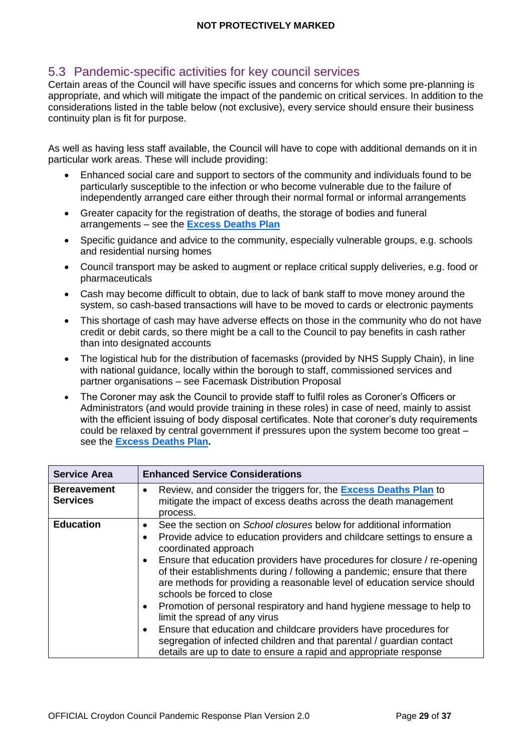## 5.3 Pandemic-specific activities for key council services

Certain areas of the Council will have specific issues and concerns for which some pre-planning is appropriate, and which will mitigate the impact of the pandemic on critical services. In addition to the considerations listed in the table below (not exclusive), every service should ensure their business continuity plan is fit for purpose.

As well as having less staff available, the Council will have to cope with additional demands on it in particular work areas. These will include providing:

- Enhanced social care and support to sectors of the community and individuals found to be particularly susceptible to the infection or who become vulnerable due to the failure of independently arranged care either through their normal formal or informal arrangements
- Greater capacity for the registration of deaths, the storage of bodies and funeral arrangements – see the **Excess Deaths Plan**
- Specific guidance and advice to the community, especially vulnerable groups, e.g. schools and residential nursing homes
- Council transport may be asked to augment or replace critical supply deliveries, e.g. food or pharmaceuticals
- Cash may become difficult to obtain, due to lack of bank staff to move money around the system, so cash-based transactions will have to be moved to cards or electronic payments
- This shortage of cash may have adverse effects on those in the community who do not have credit or debit cards, so there might be a call to the Council to pay benefits in cash rather than into designated accounts
- The logistical hub for the distribution of facemasks (provided by NHS Supply Chain), in line with national guidance, locally within the borough to staff, commissioned services and partner organisations – see Facemask Distribution Proposal
- The Coroner may ask the Council to provide staff to fulfil roles as Coroner's Officers or Administrators (and would provide training in these roles) in case of need, mainly to assist with the efficient issuing of body disposal certificates. Note that coroner's duty requirements could be relaxed by central government if pressures upon the system become too great – see the **Excess Deaths Plan**.

| Service Area | Enhanced Service Considerations |
|---|---|
| **Bereavement Services** | • Review, and consider the triggers for, the **Excess Deaths Plan** to mitigate the impact of excess deaths across the death management process. |
| **Education** | • See the section on *School closures* below for additional information<br>• Provide advice to education providers and childcare settings to ensure a coordinated approach<br>• Ensure that education providers have procedures for closure / re-opening of their establishments during / following a pandemic; ensure that there are methods for providing a reasonable level of education service should schools be forced to close<br>• Promotion of personal respiratory and hand hygiene message to help to limit the spread of any virus<br>• Ensure that education and childcare providers have procedures for segregation of infected children and that parental / guardian contact details are up to date to ensure a rapid and appropriate response |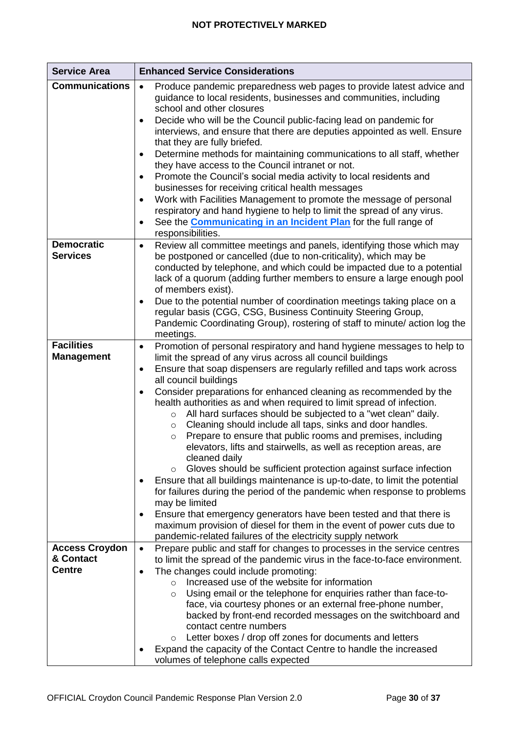| Service Area | Enhanced Service Considerations |
|---|---|
| **Communications** | • Produce pandemic preparedness web pages to provide latest advice and guidance to local residents, businesses and communities, including school and other closures<br>• Decide who will be the Council public-facing lead on pandemic for interviews, and ensure that there are deputies appointed as well. Ensure that they are fully briefed.<br>• Determine methods for maintaining communications to all staff, whether they have access to the Council intranet or not.<br>• Promote the Council's social media activity to local residents and businesses for receiving critical health messages<br>• Work with Facilities Management to promote the message of personal respiratory and hand hygiene to help to limit the spread of any virus.<br>• See the **Communicating in an Incident Plan** for the full range of responsibilities. |
| **Democratic Services** | • Review all committee meetings and panels, identifying those which may be postponed or cancelled (due to non-criticality), which may be conducted by telephone, and which could be impacted due to a potential lack of a quorum (adding further members to ensure a large enough pool of members exist).<br>• Due to the potential number of coordination meetings taking place on a regular basis (CGG, CSG, Business Continuity Steering Group, Pandemic Coordinating Group), rostering of staff to minute/ action log the meetings. |
| **Facilities Management** | • Promotion of personal respiratory and hand hygiene messages to help to limit the spread of any virus across all council buildings<br>• Ensure that soap dispensers are regularly refilled and taps work across all council buildings<br>• Consider preparations for enhanced cleaning as recommended by the health authorities as and when required to limit spread of infection.<br>  ○ All hard surfaces should be subjected to a "wet clean" daily.<br>  ○ Cleaning should include all taps, sinks and door handles.<br>  ○ Prepare to ensure that public rooms and premises, including elevators, lifts and stairwells, as well as reception areas, are cleaned daily<br>  ○ Gloves should be sufficient protection against surface infection<br>• Ensure that all buildings maintenance is up-to-date, to limit the potential for failures during the period of the pandemic when response to problems may be limited<br>• Ensure that emergency generators have been tested and that there is maximum provision of diesel for them in the event of power cuts due to pandemic-related failures of the electricity supply network |
| **Access Croydon & Contact Centre** | • Prepare public and staff for changes to processes in the service centres to limit the spread of the pandemic virus in the face-to-face environment.<br>• The changes could include promoting:<br>  ○ Increased use of the website for information<br>  ○ Using email or the telephone for enquiries rather than face-to-face, via courtesy phones or an external free-phone number, backed by front-end recorded messages on the switchboard and contact centre numbers<br>  ○ Letter boxes / drop off zones for documents and letters<br>• Expand the capacity of the Contact Centre to handle the increased volumes of telephone calls expected |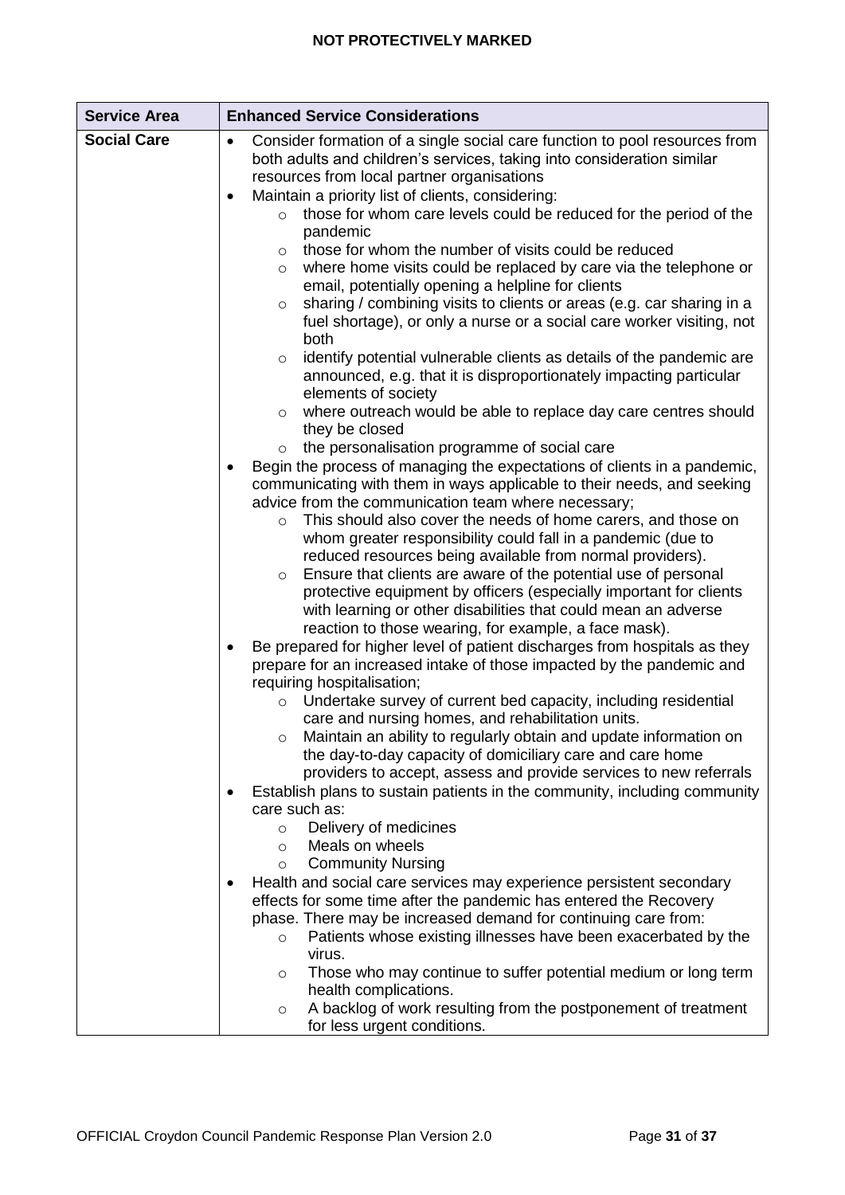| Service Area | Enhanced Service Considerations |
|---|---|
| **Social Care** | • Consider formation of a single social care function to pool resources from both adults and children's services, taking into consideration similar resources from local partner organisations<br>• Maintain a priority list of clients, considering:<br>&nbsp;&nbsp;&nbsp;&nbsp;○ those for whom care levels could be reduced for the period of the pandemic<br>&nbsp;&nbsp;&nbsp;&nbsp;○ those for whom the number of visits could be reduced<br>&nbsp;&nbsp;&nbsp;&nbsp;○ where home visits could be replaced by care via the telephone or email, potentially opening a helpline for clients<br>&nbsp;&nbsp;&nbsp;&nbsp;○ sharing / combining visits to clients or areas (e.g. car sharing in a fuel shortage), or only a nurse or a social care worker visiting, not both<br>&nbsp;&nbsp;&nbsp;&nbsp;○ identify potential vulnerable clients as details of the pandemic are announced, e.g. that it is disproportionately impacting particular elements of society<br>&nbsp;&nbsp;&nbsp;&nbsp;○ where outreach would be able to replace day care centres should they be closed<br>&nbsp;&nbsp;&nbsp;&nbsp;○ the personalisation programme of social care<br>• Begin the process of managing the expectations of clients in a pandemic, communicating with them in ways applicable to their needs, and seeking advice from the communication team where necessary;<br>&nbsp;&nbsp;&nbsp;&nbsp;○ This should also cover the needs of home carers, and those on whom greater responsibility could fall in a pandemic (due to reduced resources being available from normal providers).<br>&nbsp;&nbsp;&nbsp;&nbsp;○ Ensure that clients are aware of the potential use of personal protective equipment by officers (especially important for clients with learning or other disabilities that could mean an adverse reaction to those wearing, for example, a face mask).<br>• Be prepared for higher level of patient discharges from hospitals as they prepare for an increased intake of those impacted by the pandemic and requiring hospitalisation;<br>&nbsp;&nbsp;&nbsp;&nbsp;○ Undertake survey of current bed capacity, including residential care and nursing homes, and rehabilitation units.<br>&nbsp;&nbsp;&nbsp;&nbsp;○ Maintain an ability to regularly obtain and update information on the day-to-day capacity of domiciliary care and care home providers to accept, assess and provide services to new referrals<br>• Establish plans to sustain patients in the community, including community care such as:<br>&nbsp;&nbsp;&nbsp;&nbsp;○ Delivery of medicines<br>&nbsp;&nbsp;&nbsp;&nbsp;○ Meals on wheels<br>&nbsp;&nbsp;&nbsp;&nbsp;○ Community Nursing<br>• Health and social care services may experience persistent secondary effects for some time after the pandemic has entered the Recovery phase. There may be increased demand for continuing care from:<br>&nbsp;&nbsp;&nbsp;&nbsp;○ Patients whose existing illnesses have been exacerbated by the virus.<br>&nbsp;&nbsp;&nbsp;&nbsp;○ Those who may continue to suffer potential medium or long term health complications.<br>&nbsp;&nbsp;&nbsp;&nbsp;○ A backlog of work resulting from the postponement of treatment for less urgent conditions. |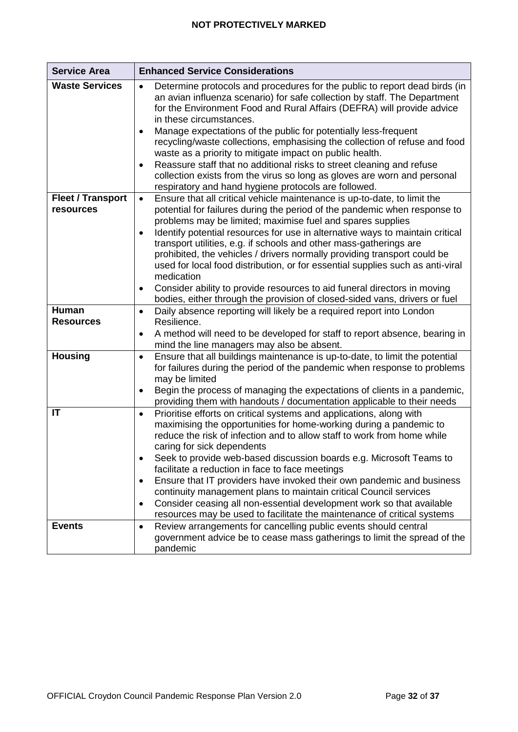| Service Area | Enhanced Service Considerations |
| --- | --- |
| **Waste Services** | • Determine protocols and procedures for the public to report dead birds (in an avian influenza scenario) for safe collection by staff. The Department for the Environment Food and Rural Affairs (DEFRA) will provide advice in these circumstances.<br>• Manage expectations of the public for potentially less-frequent recycling/waste collections, emphasising the collection of refuse and food waste as a priority to mitigate impact on public health.<br>• Reassure staff that no additional risks to street cleaning and refuse collection exists from the virus so long as gloves are worn and personal respiratory and hand hygiene protocols are followed. |
| **Fleet / Transport resources** | • Ensure that all critical vehicle maintenance is up-to-date, to limit the potential for failures during the period of the pandemic when response to problems may be limited; maximise fuel and spares supplies<br>• Identify potential resources for use in alternative ways to maintain critical transport utilities, e.g. if schools and other mass-gatherings are prohibited, the vehicles / drivers normally providing transport could be used for local food distribution, or for essential supplies such as anti-viral medication<br>• Consider ability to provide resources to aid funeral directors in moving bodies, either through the provision of closed-sided vans, drivers or fuel |
| **Human Resources** | • Daily absence reporting will likely be a required report into London Resilience.<br>• A method will need to be developed for staff to report absence, bearing in mind the line managers may also be absent. |
| **Housing** | • Ensure that all buildings maintenance is up-to-date, to limit the potential for failures during the period of the pandemic when response to problems may be limited<br>• Begin the process of managing the expectations of clients in a pandemic, providing them with handouts / documentation applicable to their needs |
| **IT** | • Prioritise efforts on critical systems and applications, along with maximising the opportunities for home-working during a pandemic to reduce the risk of infection and to allow staff to work from home while caring for sick dependents<br>• Seek to provide web-based discussion boards e.g. Microsoft Teams to facilitate a reduction in face to face meetings<br>• Ensure that IT providers have invoked their own pandemic and business continuity management plans to maintain critical Council services<br>• Consider ceasing all non-essential development work so that available resources may be used to facilitate the maintenance of critical systems |
| **Events** | • Review arrangements for cancelling public events should central government advice be to cease mass gatherings to limit the spread of the pandemic |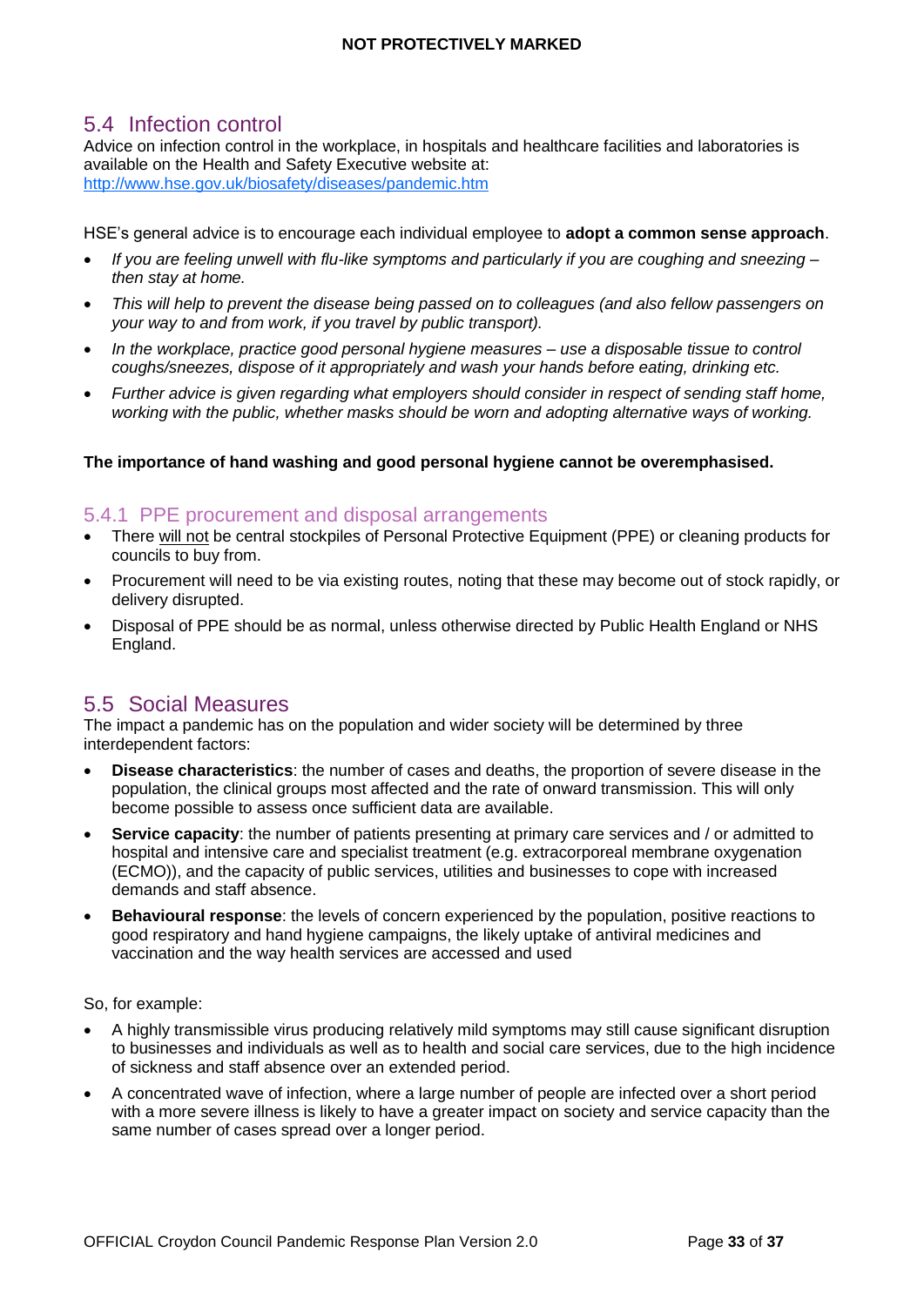## 5.4 Infection control

Advice on infection control in the workplace, in hospitals and healthcare facilities and laboratories is available on the Health and Safety Executive website at:
http://www.hse.gov.uk/biosafety/diseases/pandemic.htm

HSE's general advice is to encourage each individual employee to **adopt a common sense approach**.

- *If you are feeling unwell with flu-like symptoms and particularly if you are coughing and sneezing – then stay at home.*
- *This will help to prevent the disease being passed on to colleagues (and also fellow passengers on your way to and from work, if you travel by public transport).*
- *In the workplace, practice good personal hygiene measures – use a disposable tissue to control coughs/sneezes, dispose of it appropriately and wash your hands before eating, drinking etc.*
- *Further advice is given regarding what employers should consider in respect of sending staff home, working with the public, whether masks should be worn and adopting alternative ways of working.*

**The importance of hand washing and good personal hygiene cannot be overemphasised.**

### 5.4.1 PPE procurement and disposal arrangements

- There will not be central stockpiles of Personal Protective Equipment (PPE) or cleaning products for councils to buy from.
- Procurement will need to be via existing routes, noting that these may become out of stock rapidly, or delivery disrupted.
- Disposal of PPE should be as normal, unless otherwise directed by Public Health England or NHS England.

## 5.5 Social Measures

The impact a pandemic has on the population and wider society will be determined by three interdependent factors:

- **Disease characteristics**: the number of cases and deaths, the proportion of severe disease in the population, the clinical groups most affected and the rate of onward transmission. This will only become possible to assess once sufficient data are available.
- **Service capacity**: the number of patients presenting at primary care services and / or admitted to hospital and intensive care and specialist treatment (e.g. extracorporeal membrane oxygenation (ECMO)), and the capacity of public services, utilities and businesses to cope with increased demands and staff absence.
- **Behavioural response**: the levels of concern experienced by the population, positive reactions to good respiratory and hand hygiene campaigns, the likely uptake of antiviral medicines and vaccination and the way health services are accessed and used

So, for example:

- A highly transmissible virus producing relatively mild symptoms may still cause significant disruption to businesses and individuals as well as to health and social care services, due to the high incidence of sickness and staff absence over an extended period.
- A concentrated wave of infection, where a large number of people are infected over a short period with a more severe illness is likely to have a greater impact on society and service capacity than the same number of cases spread over a longer period.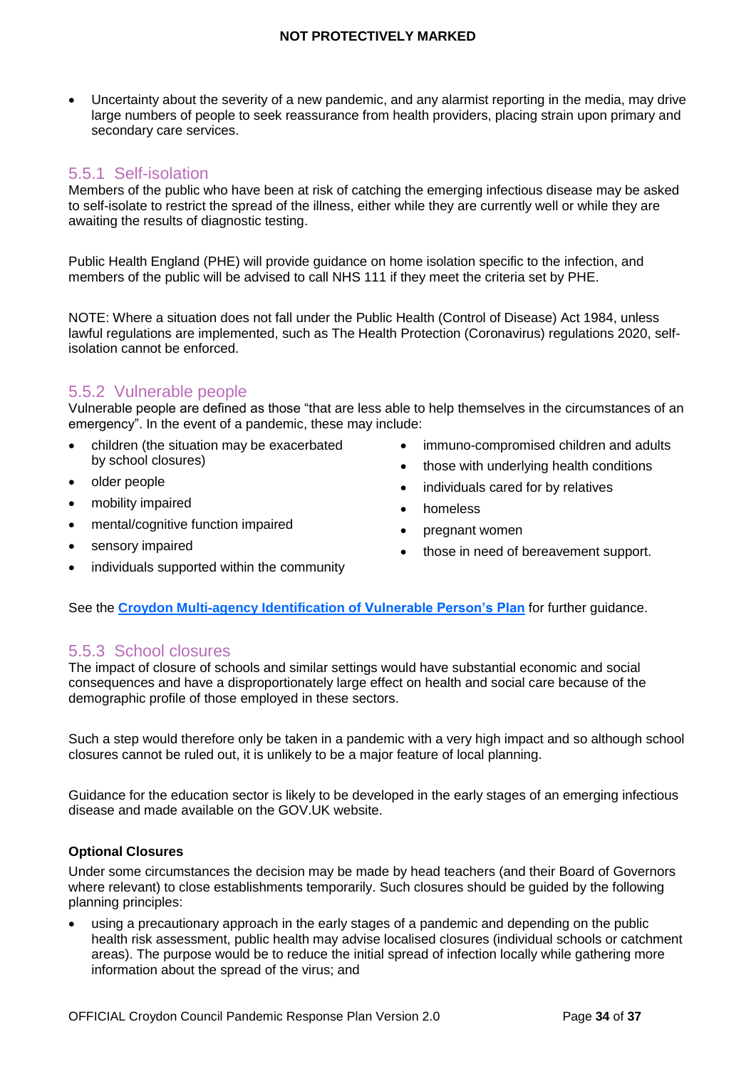- Uncertainty about the severity of a new pandemic, and any alarmist reporting in the media, may drive large numbers of people to seek reassurance from health providers, placing strain upon primary and secondary care services.

### 5.5.1 Self-isolation

Members of the public who have been at risk of catching the emerging infectious disease may be asked to self-isolate to restrict the spread of the illness, either while they are currently well or while they are awaiting the results of diagnostic testing.

Public Health England (PHE) will provide guidance on home isolation specific to the infection, and members of the public will be advised to call NHS 111 if they meet the criteria set by PHE.

NOTE: Where a situation does not fall under the Public Health (Control of Disease) Act 1984, unless lawful regulations are implemented, such as The Health Protection (Coronavirus) regulations 2020, self-isolation cannot be enforced.

### 5.5.2 Vulnerable people

Vulnerable people are defined as those "that are less able to help themselves in the circumstances of an emergency". In the event of a pandemic, these may include:

- children (the situation may be exacerbated by school closures)
- older people
- mobility impaired
- mental/cognitive function impaired
- sensory impaired
- individuals supported within the community
- immuno-compromised children and adults
- those with underlying health conditions
- individuals cared for by relatives
- homeless
- pregnant women
- those in need of bereavement support.

See the **Croydon Multi-agency Identification of Vulnerable Person's Plan** for further guidance.

### 5.5.3 School closures

The impact of closure of schools and similar settings would have substantial economic and social consequences and have a disproportionately large effect on health and social care because of the demographic profile of those employed in these sectors.

Such a step would therefore only be taken in a pandemic with a very high impact and so although school closures cannot be ruled out, it is unlikely to be a major feature of local planning.

Guidance for the education sector is likely to be developed in the early stages of an emerging infectious disease and made available on the GOV.UK website.

**Optional Closures**

Under some circumstances the decision may be made by head teachers (and their Board of Governors where relevant) to close establishments temporarily. Such closures should be guided by the following planning principles:

- using a precautionary approach in the early stages of a pandemic and depending on the public health risk assessment, public health may advise localised closures (individual schools or catchment areas). The purpose would be to reduce the initial spread of infection locally while gathering more information about the spread of the virus; and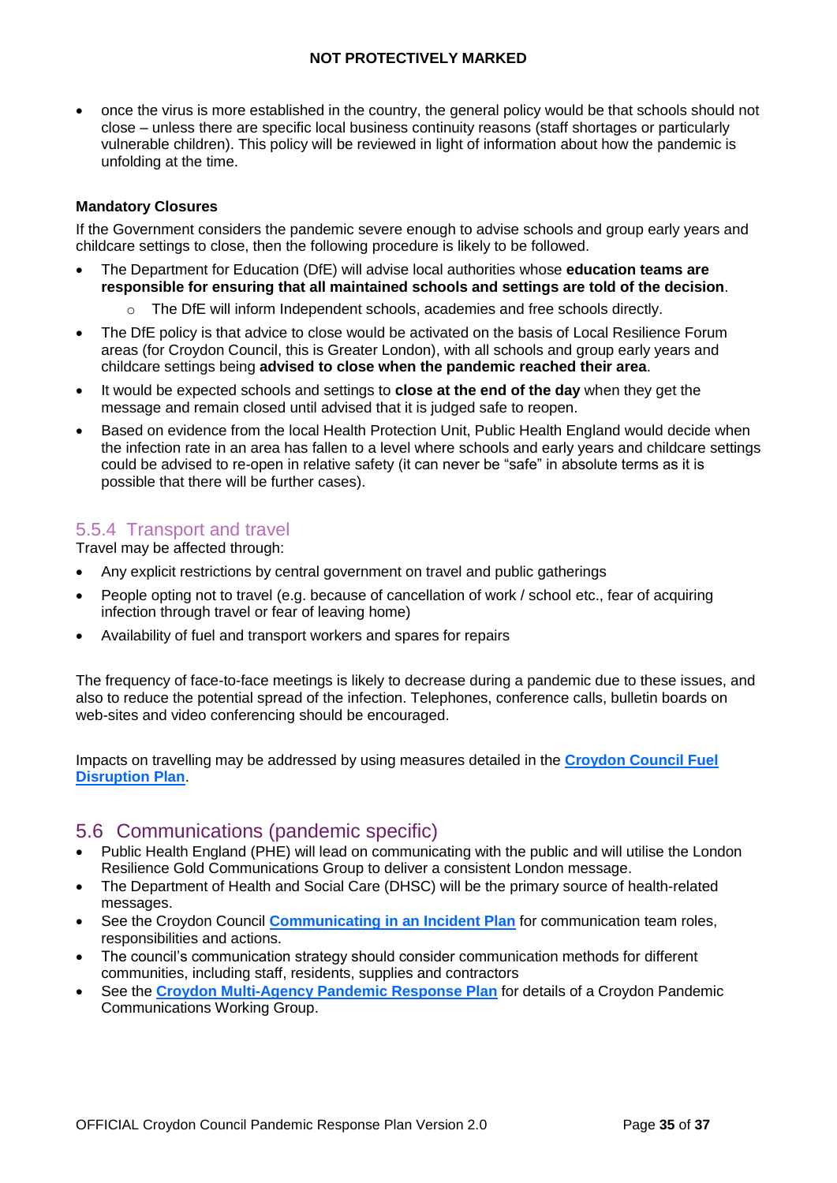- once the virus is more established in the country, the general policy would be that schools should not close – unless there are specific local business continuity reasons (staff shortages or particularly vulnerable children). This policy will be reviewed in light of information about how the pandemic is unfolding at the time.

**Mandatory Closures**

If the Government considers the pandemic severe enough to advise schools and group early years and childcare settings to close, then the following procedure is likely to be followed.

- The Department for Education (DfE) will advise local authorities whose **education teams are responsible for ensuring that all maintained schools and settings are told of the decision**.
    - The DfE will inform Independent schools, academies and free schools directly.
- The DfE policy is that advice to close would be activated on the basis of Local Resilience Forum areas (for Croydon Council, this is Greater London), with all schools and group early years and childcare settings being **advised to close when the pandemic reached their area**.
- It would be expected schools and settings to **close at the end of the day** when they get the message and remain closed until advised that it is judged safe to reopen.
- Based on evidence from the local Health Protection Unit, Public Health England would decide when the infection rate in an area has fallen to a level where schools and early years and childcare settings could be advised to re-open in relative safety (it can never be "safe" in absolute terms as it is possible that there will be further cases).

### 5.5.4 Transport and travel

Travel may be affected through:

- Any explicit restrictions by central government on travel and public gatherings
- People opting not to travel (e.g. because of cancellation of work / school etc., fear of acquiring infection through travel or fear of leaving home)
- Availability of fuel and transport workers and spares for repairs

The frequency of face-to-face meetings is likely to decrease during a pandemic due to these issues, and also to reduce the potential spread of the infection. Telephones, conference calls, bulletin boards on web-sites and video conferencing should be encouraged.

Impacts on travelling may be addressed by using measures detailed in the **Croydon Council Fuel Disruption Plan**.

## 5.6 Communications (pandemic specific)

- Public Health England (PHE) will lead on communicating with the public and will utilise the London Resilience Gold Communications Group to deliver a consistent London message.
- The Department of Health and Social Care (DHSC) will be the primary source of health-related messages.
- See the Croydon Council **Communicating in an Incident Plan** for communication team roles, responsibilities and actions.
- The council's communication strategy should consider communication methods for different communities, including staff, residents, supplies and contractors
- See the **Croydon Multi-Agency Pandemic Response Plan** for details of a Croydon Pandemic Communications Working Group.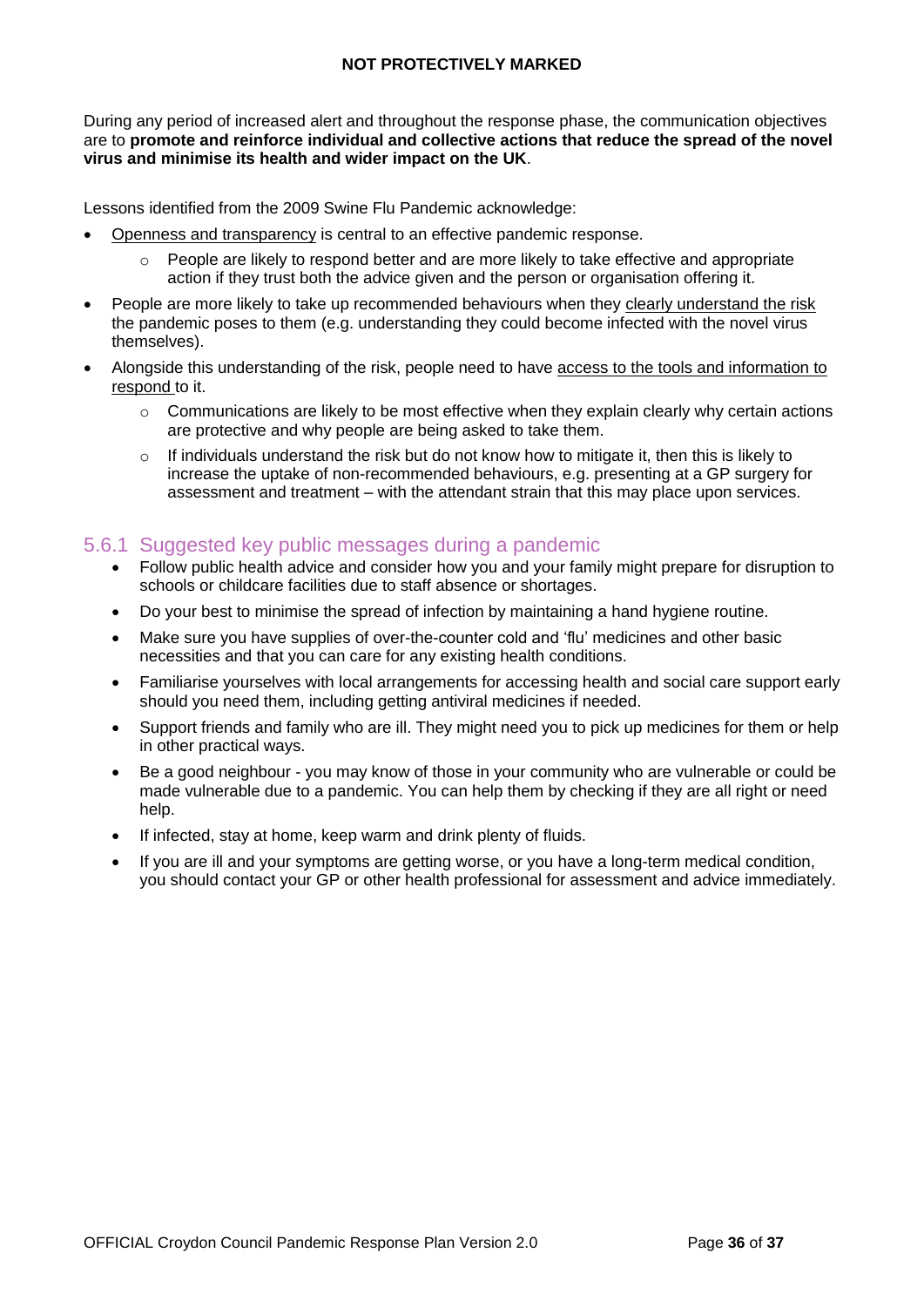During any period of increased alert and throughout the response phase, the communication objectives are to **promote and reinforce individual and collective actions that reduce the spread of the novel virus and minimise its health and wider impact on the UK**.

Lessons identified from the 2009 Swine Flu Pandemic acknowledge:

- Openness and transparency is central to an effective pandemic response.
  - People are likely to respond better and are more likely to take effective and appropriate action if they trust both the advice given and the person or organisation offering it.
- People are more likely to take up recommended behaviours when they clearly understand the risk the pandemic poses to them (e.g. understanding they could become infected with the novel virus themselves).
- Alongside this understanding of the risk, people need to have access to the tools and information to respond to it.
  - Communications are likely to be most effective when they explain clearly why certain actions are protective and why people are being asked to take them.
  - If individuals understand the risk but do not know how to mitigate it, then this is likely to increase the uptake of non-recommended behaviours, e.g. presenting at a GP surgery for assessment and treatment – with the attendant strain that this may place upon services.

### 5.6.1 Suggested key public messages during a pandemic

- Follow public health advice and consider how you and your family might prepare for disruption to schools or childcare facilities due to staff absence or shortages.
- Do your best to minimise the spread of infection by maintaining a hand hygiene routine.
- Make sure you have supplies of over-the-counter cold and 'flu' medicines and other basic necessities and that you can care for any existing health conditions.
- Familiarise yourselves with local arrangements for accessing health and social care support early should you need them, including getting antiviral medicines if needed.
- Support friends and family who are ill. They might need you to pick up medicines for them or help in other practical ways.
- Be a good neighbour - you may know of those in your community who are vulnerable or could be made vulnerable due to a pandemic. You can help them by checking if they are all right or need help.
- If infected, stay at home, keep warm and drink plenty of fluids.
- If you are ill and your symptoms are getting worse, or you have a long-term medical condition, you should contact your GP or other health professional for assessment and advice immediately.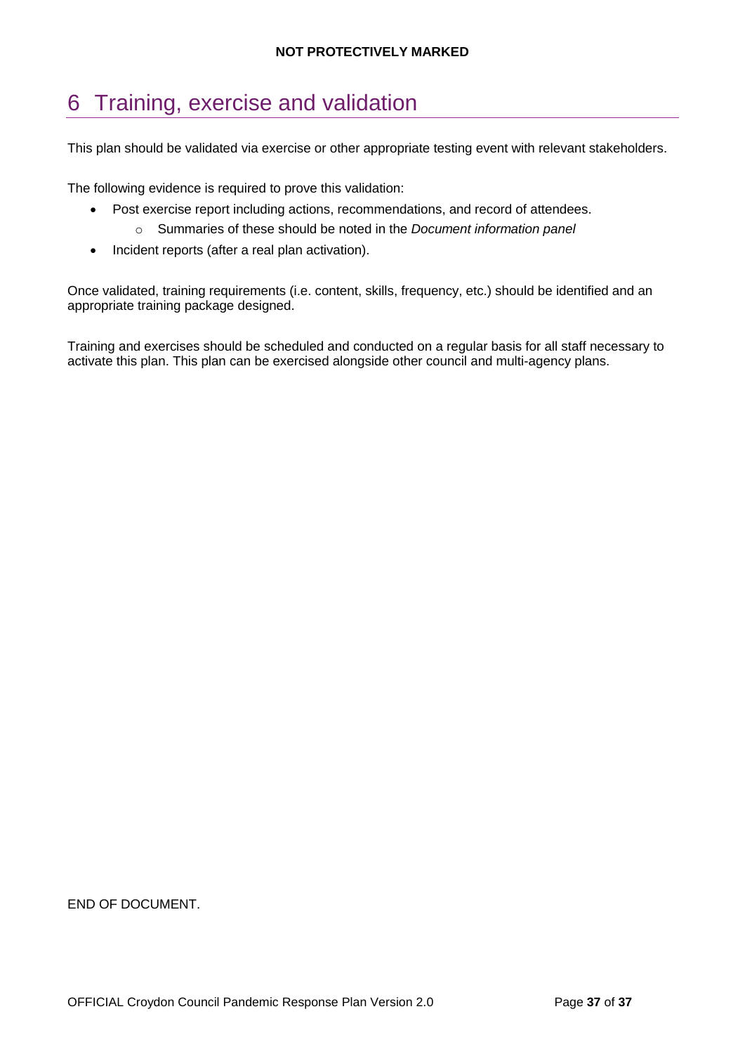# 6 Training, exercise and validation

This plan should be validated via exercise or other appropriate testing event with relevant stakeholders.

The following evidence is required to prove this validation:

- Post exercise report including actions, recommendations, and record of attendees.
  - Summaries of these should be noted in the *Document information panel*
- Incident reports (after a real plan activation).

Once validated, training requirements (i.e. content, skills, frequency, etc.) should be identified and an appropriate training package designed.

Training and exercises should be scheduled and conducted on a regular basis for all staff necessary to activate this plan. This plan can be exercised alongside other council and multi-agency plans.

END OF DOCUMENT.